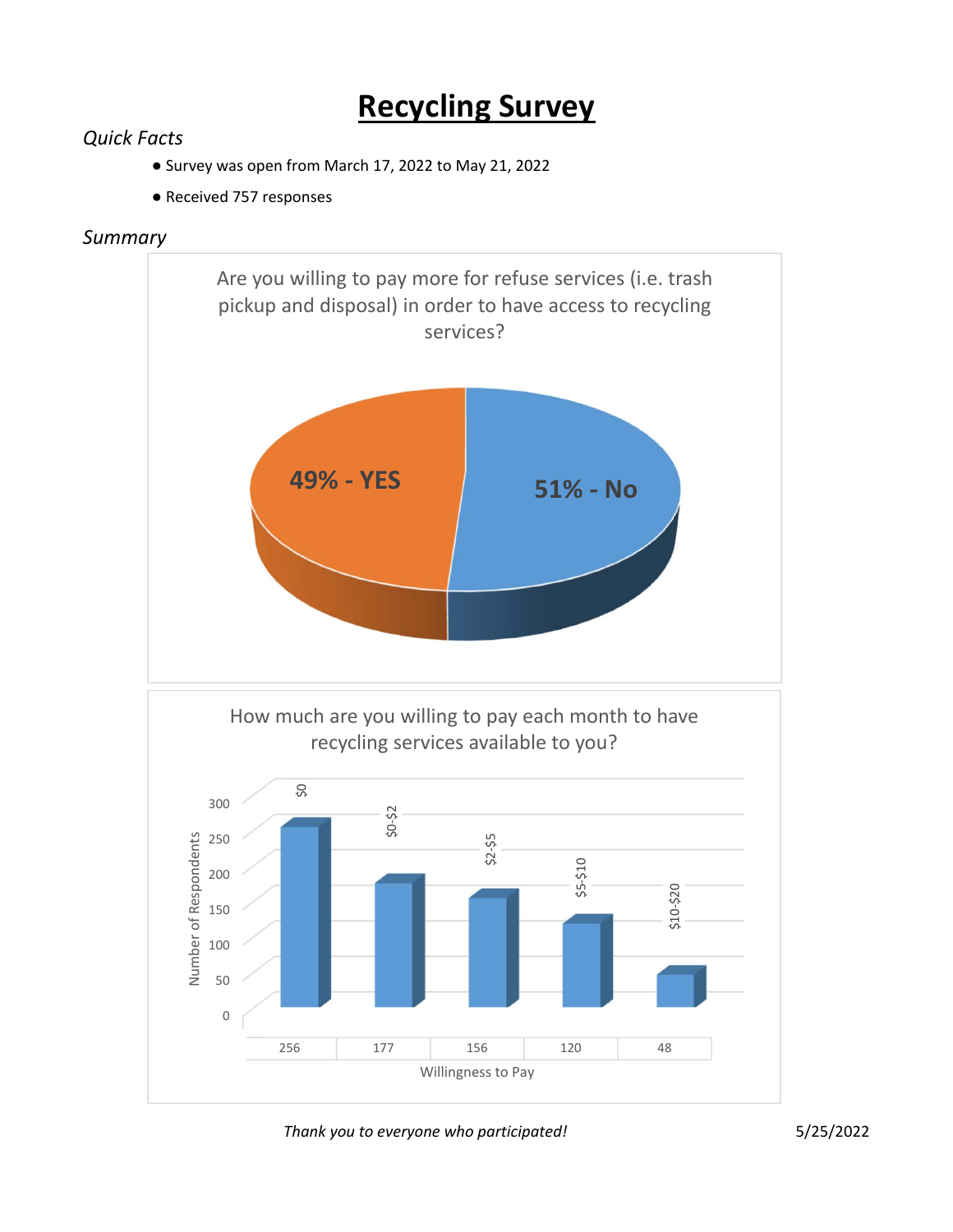# Recycling Survey

*Quick Facts*

- Survey was open from March 17, 2022 to May 21, 2022
- Received 757 responses

*Summary*

Are you willing to pay more for refuse services (i.e. trash pickup and disposal) in order to have access to recycling services?

49% - YES

51% - No

How much are you willing to pay each month to have recycling services available to you?

Number of Respondents

0
50
100
150
200
250
300

$0
$0-$2
$2-$5
$5-$10
$10-$20

256
177
156
120
48

Willingness to Pay

*Thank you to everyone who participated!*

5/25/2022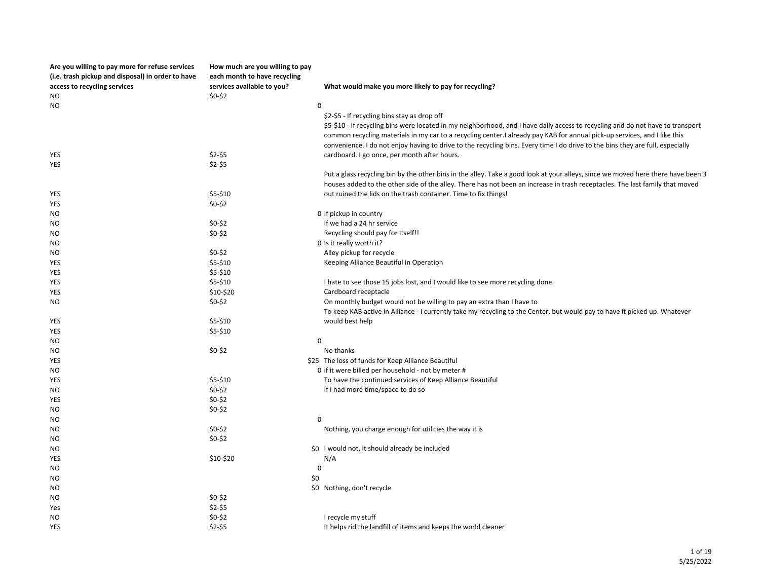| Are you willing to pay more for refuse services (i.e. trash pickup and disposal) in order to have access to recycling services | How much are you willing to pay each month to have recycling services available to you? | What would make you more likely to pay for recycling? |
|---|---|---|
| NO | $0-$2 | |
| NO | 0 | |
| YES | $2-$5 | $2-$5 - If recycling bins stay as drop off $5-$10 - If recycling bins were located in my neighborhood, and I have daily access to recycling and do not have to transport common recycling materials in my car to a recycling center.I already pay KAB for annual pick-up services, and I like this convenience. I do not enjoy having to drive to the recycling bins. Every time I do drive to the bins they are full, especially cardboard. I go once, per month after hours. |
| YES | $2-$5 | |
| YES | $5-$10 | Put a glass recycling bin by the other bins in the alley. Take a good look at your alleys, since we moved here there have been 3 houses added to the other side of the alley. There has not been an increase in trash receptacles. The last family that moved out ruined the lids on the trash container. Time to fix things! |
| YES | $0-$2 | |
| NO | 0 | If pickup in country |
| NO | $0-$2 | If we had a 24 hr service |
| NO | $0-$2 | Recycling should pay for itself!! |
| NO | 0 | Is it really worth it? |
| NO | $0-$2 | Alley pickup for recycle |
| YES | $5-$10 | Keeping Alliance Beautiful in Operation |
| YES | $5-$10 | |
| YES | $5-$10 | I hate to see those 15 jobs lost, and I would like to see more recycling done. |
| YES | $10-$20 | Cardboard receptacle |
| NO | $0-$2 | On monthly budget would not be willing to pay an extra than I have to |
| YES | $5-$10 | To keep KAB active in Alliance - I currently take my recycling to the Center, but would pay to have it picked up. Whatever would best help |
| YES | $5-$10 | |
| NO | 0 | |
| NO | $0-$2 | No thanks |
| YES | $25 | The loss of funds for Keep Alliance Beautiful |
| NO | 0 | if it were billed per household - not by meter # |
| YES | $5-$10 | To have the continued services of Keep Alliance Beautiful |
| NO | $0-$2 | If I had more time/space to do so |
| YES | $0-$2 | |
| NO | $0-$2 | |
| NO | 0 | |
| NO | $0-$2 | Nothing, you charge enough for utilities the way it is |
| NO | $0-$2 | |
| NO | $0 | I would not, it should already be included |
| YES | $10-$20 | N/A |
| NO | 0 | |
| NO | $0 | |
| NO | $0 | Nothing, don't recycle |
| NO | $0-$2 | |
| Yes | $2-$5 | |
| NO | $0-$2 | I recycle my stuff |
| YES | $2-$5 | It helps rid the landfill of items and keeps the world cleaner |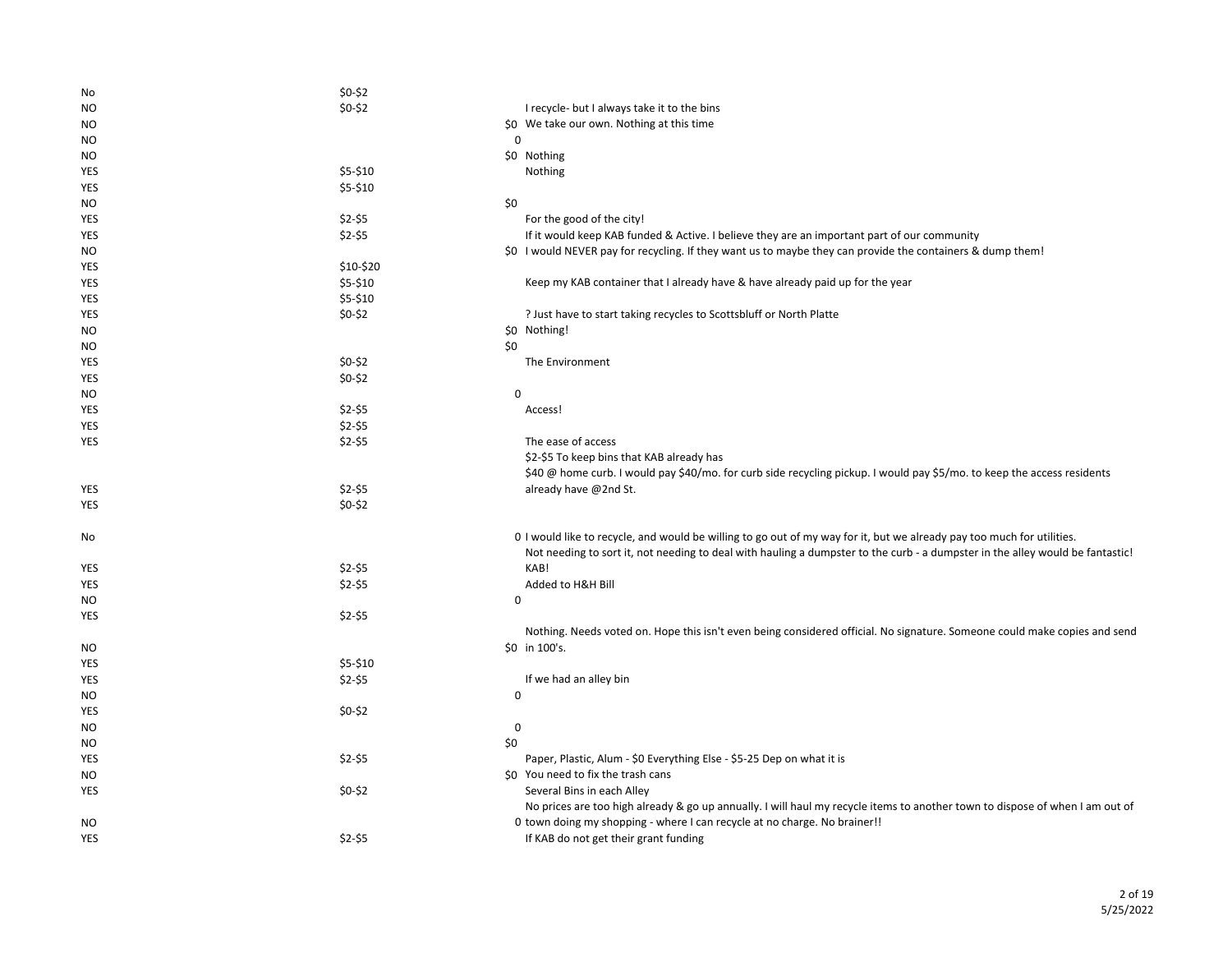| | | | |
|---|---|---|---|
| No | \$0-\$2 | | |
| NO | \$0-\$2 | | I recycle- but I always take it to the bins |
| NO | | \$0 | We take our own. Nothing at this time |
| NO | | 0 | |
| NO | | \$0 | Nothing |
| YES | \$5-\$10 | | Nothing |
| YES | \$5-\$10 | | |
| NO | | \$0 | |
| YES | \$2-\$5 | | For the good of the city! |
| YES | \$2-\$5 | | If it would keep KAB funded & Active. I believe they are an important part of our community |
| NO | | \$0 | I would NEVER pay for recycling. If they want us to maybe they can provide the containers & dump them! |
| YES | \$10-\$20 | | |
| YES | \$5-\$10 | | Keep my KAB container that I already have & have already paid up for the year |
| YES | \$5-\$10 | | |
| YES | \$0-\$2 | | ? Just have to start taking recycles to Scottsbluff or North Platte |
| NO | | \$0 | Nothing! |
| NO | | \$0 | |
| YES | \$0-\$2 | | The Environment |
| YES | \$0-\$2 | | |
| NO | | 0 | |
| YES | \$2-\$5 | | Access! |
| YES | \$2-\$5 | | |
| YES | \$2-\$5 | | The ease of access |
| YES | \$2-\$5 | | \$2-\$5 To keep bins that KAB already has \$40 @ home curb. I would pay \$40/mo. for curb side recycling pickup. I would pay \$5/mo. to keep the access residents already have @2nd St. |
| YES | \$0-\$2 | | |
| No | | 0 | I would like to recycle, and would be willing to go out of my way for it, but we already pay too much for utilities. |
| YES | \$2-\$5 | | Not needing to sort it, not needing to deal with hauling a dumpster to the curb - a dumpster in the alley would be fantastic! KAB! |
| YES | \$2-\$5 | | Added to H&H Bill |
| NO | | 0 | |
| YES | \$2-\$5 | | |
| NO | | \$0 | Nothing. Needs voted on. Hope this isn't even being considered official. No signature. Someone could make copies and send in 100's. |
| YES | \$5-\$10 | | |
| YES | \$2-\$5 | | If we had an alley bin |
| NO | | 0 | |
| YES | \$0-\$2 | | |
| NO | | 0 | |
| NO | | \$0 | |
| YES | \$2-\$5 | | Paper, Plastic, Alum - \$0 Everything Else - \$5-25 Dep on what it is |
| NO | | \$0 | You need to fix the trash cans |
| YES | \$0-\$2 | | Several Bins in each Alley |
| NO | | 0 | No prices are too high already & go up annually. I will haul my recycle items to another town to dispose of when I am out of town doing my shopping - where I can recycle at no charge. No brainer!! |
| YES | \$2-\$5 | | If KAB do not get their grant funding |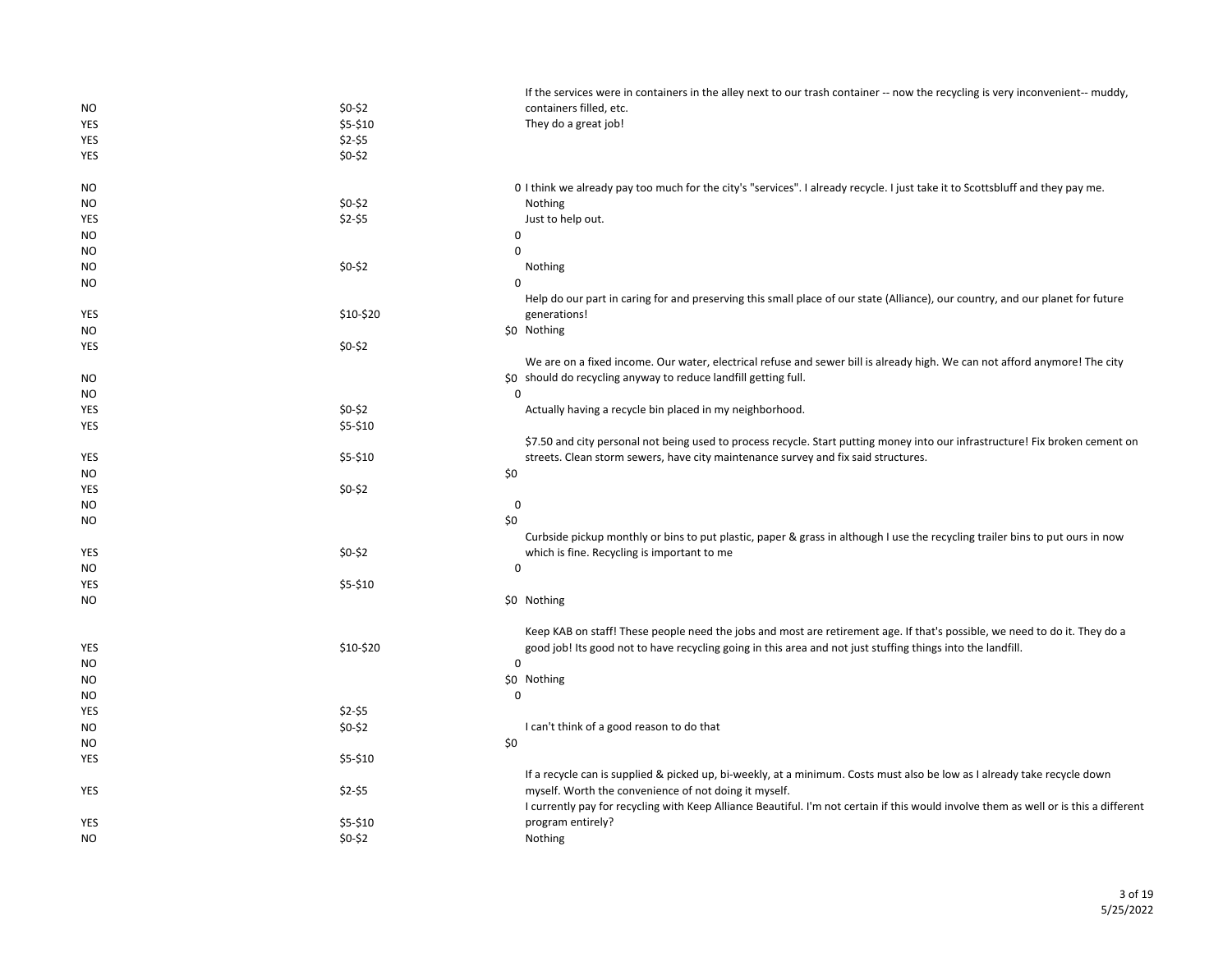| | | | |
|---|---|---|---|
| NO | $0-$2 | | If the services were in containers in the alley next to our trash container -- now the recycling is very inconvenient-- muddy, containers filled, etc. |
| YES | $5-$10 | | They do a great job! |
| YES | $2-$5 | | |
| YES | $0-$2 | | |
| NO | | 0 | I think we already pay too much for the city's "services". I already recycle. I just take it to Scottsbluff and they pay me. |
| NO | $0-$2 | | Nothing |
| YES | $2-$5 | | Just to help out. |
| NO | | 0 | |
| NO | | 0 | |
| NO | $0-$2 | | Nothing |
| NO | | 0 | |
| YES | $10-$20 | | Help do our part in caring for and preserving this small place of our state (Alliance), our country, and our planet for future generations! |
| NO | | $0 | Nothing |
| YES | $0-$2 | | |
| NO | | $0 | We are on a fixed income. Our water, electrical refuse and sewer bill is already high. We can not afford anymore! The city should do recycling anyway to reduce landfill getting full. |
| NO | | 0 | |
| YES | $0-$2 | | Actually having a recycle bin placed in my neighborhood. |
| YES | $5-$10 | | |
| YES | $5-$10 | | $7.50 and city personal not being used to process recycle. Start putting money into our infrastructure! Fix broken cement on streets. Clean storm sewers, have city maintenance survey and fix said structures. |
| NO | | $0 | |
| YES | $0-$2 | | |
| NO | | 0 | |
| NO | | $0 | |
| YES | $0-$2 | | Curbside pickup monthly or bins to put plastic, paper & grass in although I use the recycling trailer bins to put ours in now which is fine. Recycling is important to me |
| NO | | 0 | |
| YES | $5-$10 | | |
| NO | | $0 | Nothing |
| YES | $10-$20 | | Keep KAB on staff! These people need the jobs and most are retirement age. If that's possible, we need to do it. They do a good job! Its good not to have recycling going in this area and not just stuffing things into the landfill. |
| NO | | 0 | |
| NO | | $0 | Nothing |
| NO | | 0 | |
| YES | $2-$5 | | |
| NO | $0-$2 | | I can't think of a good reason to do that |
| NO | | $0 | |
| YES | $5-$10 | | |
| YES | $2-$5 | | If a recycle can is supplied & picked up, bi-weekly, at a minimum. Costs must also be low as I already take recycle down myself. Worth the convenience of not doing it myself. |
| YES | $5-$10 | | I currently pay for recycling with Keep Alliance Beautiful. I'm not certain if this would involve them as well or is this a different program entirely? |
| NO | $0-$2 | | Nothing |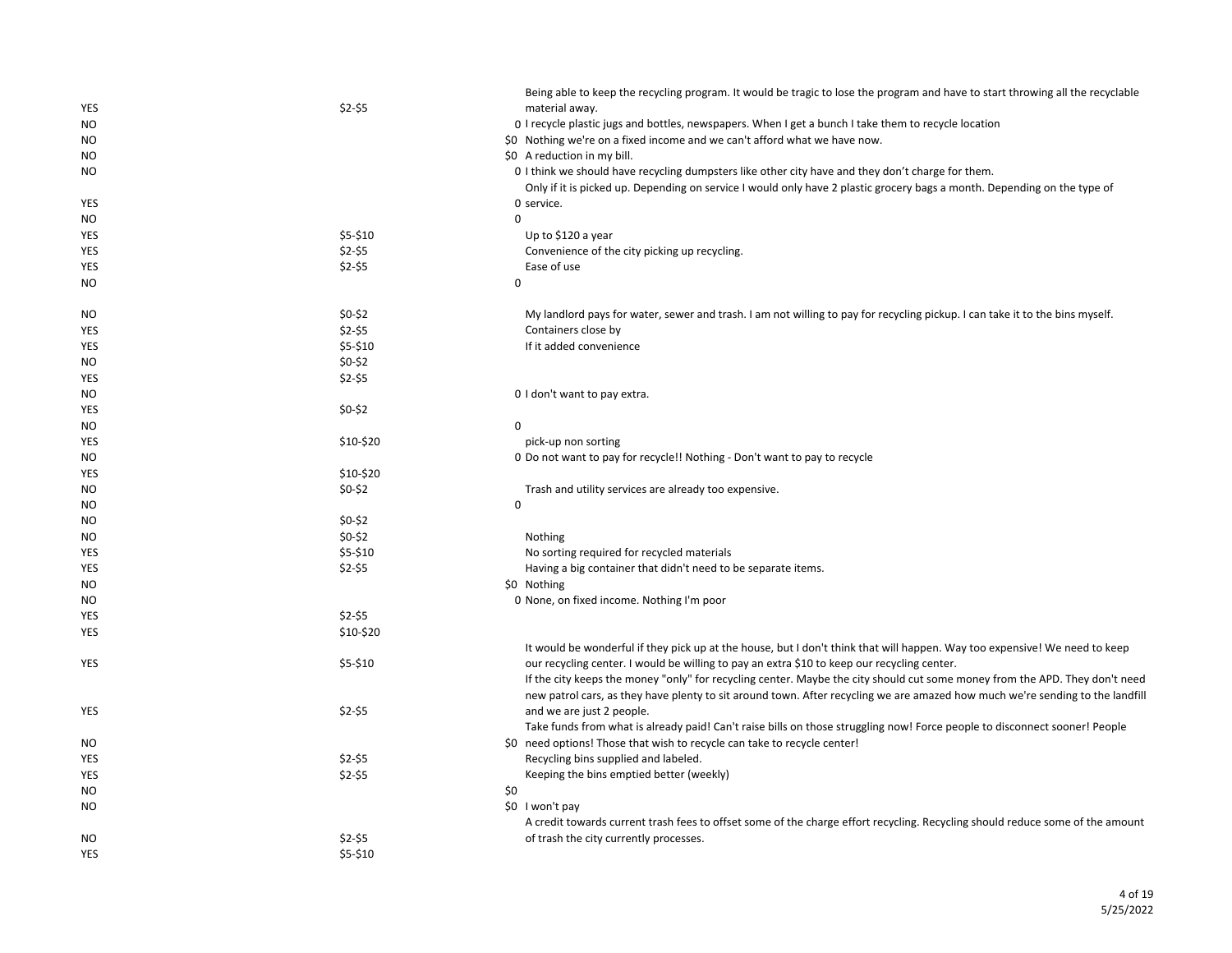| | | | |
|---|---|---|---|
| YES | $2-$5 | | Being able to keep the recycling program. It would be tragic to lose the program and have to start throwing all the recyclable material away. |
| NO | | 0 | I recycle plastic jugs and bottles, newspapers. When I get a bunch I take them to recycle location |
| NO | | $0 | Nothing we're on a fixed income and we can't afford what we have now. |
| NO | | $0 | A reduction in my bill. |
| NO | | 0 | I think we should have recycling dumpsters like other city have and they don't charge for them. |
| YES | | 0 | Only if it is picked up. Depending on service I would only have 2 plastic grocery bags a month. Depending on the type of service. |
| NO | | 0 | |
| YES | $5-$10 | | Up to $120 a year |
| YES | $2-$5 | | Convenience of the city picking up recycling. |
| YES | $2-$5 | | Ease of use |
| NO | | 0 | |
| NO | $0-$2 | | My landlord pays for water, sewer and trash. I am not willing to pay for recycling pickup. I can take it to the bins myself. |
| YES | $2-$5 | | Containers close by |
| YES | $5-$10 | | If it added convenience |
| NO | $0-$2 | | |
| YES | $2-$5 | | |
| NO | | 0 | I don't want to pay extra. |
| YES | $0-$2 | | |
| NO | | 0 | |
| YES | $10-$20 | | pick-up non sorting |
| NO | | 0 | Do not want to pay for recycle!! Nothing - Don't want to pay to recycle |
| YES | $10-$20 | | |
| NO | $0-$2 | | Trash and utility services are already too expensive. |
| NO | | 0 | |
| NO | $0-$2 | | |
| NO | $0-$2 | | Nothing |
| YES | $5-$10 | | No sorting required for recycled materials |
| YES | $2-$5 | | Having a big container that didn't need to be separate items. |
| NO | | $0 | Nothing |
| NO | | 0 | None, on fixed income. Nothing I'm poor |
| YES | $2-$5 | | |
| YES | $10-$20 | | |
| YES | $5-$10 | | It would be wonderful if they pick up at the house, but I don't think that will happen. Way too expensive! We need to keep our recycling center. I would be willing to pay an extra $10 to keep our recycling center. |
| YES | $2-$5 | | If the city keeps the money "only" for recycling center. Maybe the city should cut some money from the APD. They don't need new patrol cars, as they have plenty to sit around town. After recycling we are amazed how much we're sending to the landfill and we are just 2 people. |
| NO | | $0 | Take funds from what is already paid! Can't raise bills on those struggling now! Force people to disconnect sooner! People need options! Those that wish to recycle can take to recycle center! |
| YES | $2-$5 | | Recycling bins supplied and labeled. |
| YES | $2-$5 | | Keeping the bins emptied better (weekly) |
| NO | | $0 | |
| NO | | $0 | I won't pay |
| NO | $2-$5 | | A credit towards current trash fees to offset some of the charge effort recycling. Recycling should reduce some of the amount of trash the city currently processes. |
| YES | $5-$10 | | |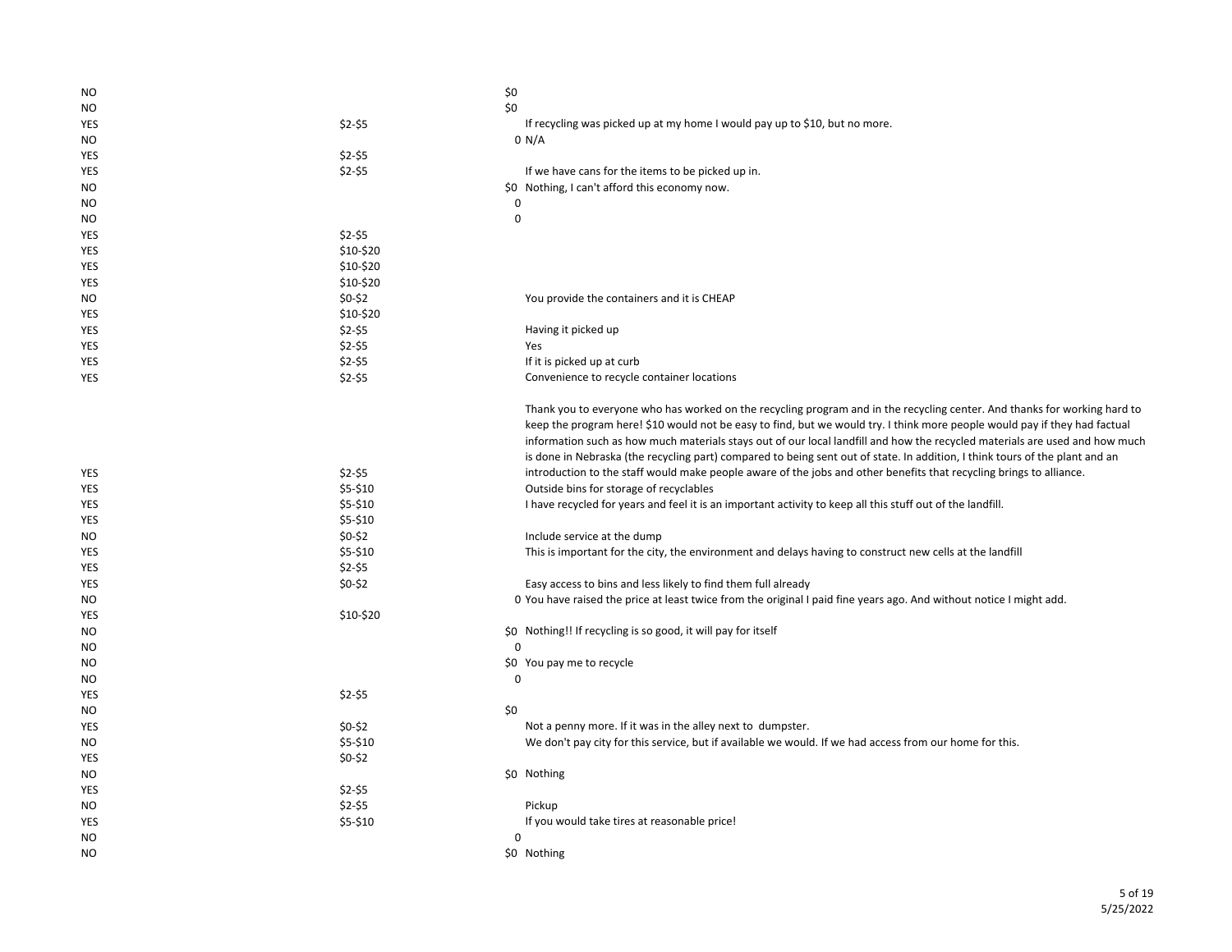| | | | |
|---|---|---|---|
| NO | | $0 | |
| NO | | $0 | |
| YES | $2-$5 | | If recycling was picked up at my home I would pay up to $10, but no more. |
| NO | | 0 | N/A |
| YES | $2-$5 | | |
| YES | $2-$5 | | If we have cans for the items to be picked up in. |
| NO | | $0 | Nothing, I can't afford this economy now. |
| NO | | 0 | |
| NO | | 0 | |
| YES | $2-$5 | | |
| YES | $10-$20 | | |
| YES | $10-$20 | | |
| YES | $10-$20 | | |
| NO | $0-$2 | | You provide the containers and it is CHEAP |
| YES | $10-$20 | | |
| YES | $2-$5 | | Having it picked up |
| YES | $2-$5 | | Yes |
| YES | $2-$5 | | If it is picked up at curb |
| YES | $2-$5 | | Convenience to recycle container locations |
| YES | $2-$5 | | Thank you to everyone who has worked on the recycling program and in the recycling center. And thanks for working hard to keep the program here! $10 would not be easy to find, but we would try. I think more people would pay if they had factual information such as how much materials stays out of our local landfill and how the recycled materials are used and how much is done in Nebraska (the recycling part) compared to being sent out of state. In addition, I think tours of the plant and an introduction to the staff would make people aware of the jobs and other benefits that recycling brings to alliance. |
| YES | $5-$10 | | Outside bins for storage of recyclables |
| YES | $5-$10 | | I have recycled for years and feel it is an important activity to keep all this stuff out of the landfill. |
| YES | $5-$10 | | |
| NO | $0-$2 | | Include service at the dump |
| YES | $5-$10 | | This is important for the city, the environment and delays having to construct new cells at the landfill |
| YES | $2-$5 | | |
| YES | $0-$2 | | Easy access to bins and less likely to find them full already |
| NO | | 0 | You have raised the price at least twice from the original I paid fine years ago. And without notice I might add. |
| YES | $10-$20 | | |
| NO | | $0 | Nothing!! If recycling is so good, it will pay for itself |
| NO | | 0 | |
| NO | | $0 | You pay me to recycle |
| NO | | 0 | |
| YES | $2-$5 | | |
| NO | | $0 | |
| YES | $0-$2 | | Not a penny more. If it was in the alley next to dumpster. |
| NO | $5-$10 | | We don't pay city for this service, but if available we would. If we had access from our home for this. |
| YES | $0-$2 | | |
| NO | | $0 | Nothing |
| YES | $2-$5 | | |
| NO | $2-$5 | | Pickup |
| YES | $5-$10 | | If you would take tires at reasonable price! |
| NO | | 0 | |
| NO | | $0 | Nothing |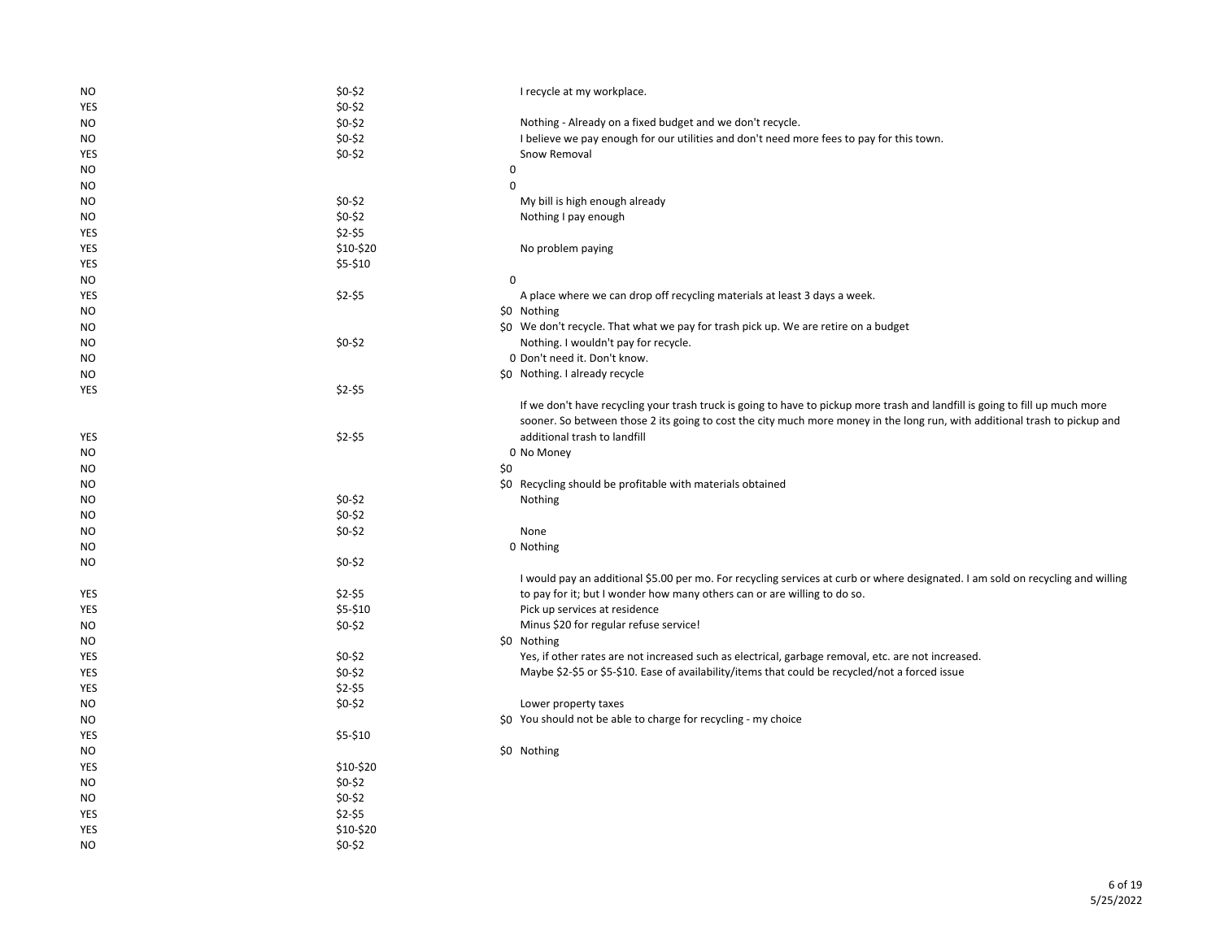| | | | |
|---|---|---|---|
| NO | $0-$2 | | I recycle at my workplace. |
| YES | $0-$2 | | |
| NO | $0-$2 | | Nothing - Already on a fixed budget and we don't recycle. |
| NO | $0-$2 | | I believe we pay enough for our utilities and don't need more fees to pay for this town. |
| YES | $0-$2 | | Snow Removal |
| NO | | 0 | |
| NO | | 0 | |
| NO | $0-$2 | | My bill is high enough already |
| NO | $0-$2 | | Nothing I pay enough |
| YES | $2-$5 | | |
| YES | $10-$20 | | No problem paying |
| YES | $5-$10 | | |
| NO | | 0 | |
| YES | $2-$5 | | A place where we can drop off recycling materials at least 3 days a week. |
| NO | | $0 | Nothing |
| NO | | $0 | We don't recycle. That what we pay for trash pick up. We are retire on a budget |
| NO | $0-$2 | | Nothing. I wouldn't pay for recycle. |
| NO | | 0 | Don't need it. Don't know. |
| NO | | $0 | Nothing. I already recycle |
| YES | $2-$5 | | |
| YES | $2-$5 | | If we don't have recycling your trash truck is going to have to pickup more trash and landfill is going to fill up much more sooner. So between those 2 its going to cost the city much more money in the long run, with additional trash to pickup and additional trash to landfill |
| NO | | 0 | No Money |
| NO | | $0 | |
| NO | | $0 | Recycling should be profitable with materials obtained |
| NO | $0-$2 | | Nothing |
| NO | $0-$2 | | |
| NO | $0-$2 | | None |
| NO | | 0 | Nothing |
| NO | $0-$2 | | |
| YES | $2-$5 | | I would pay an additional $5.00 per mo. For recycling services at curb or where designated. I am sold on recycling and willing to pay for it; but I wonder how many others can or are willing to do so. |
| YES | $5-$10 | | Pick up services at residence |
| NO | $0-$2 | | Minus $20 for regular refuse service! |
| NO | | $0 | Nothing |
| YES | $0-$2 | | Yes, if other rates are not increased such as electrical, garbage removal, etc. are not increased. |
| YES | $0-$2 | | Maybe $2-$5 or $5-$10. Ease of availability/items that could be recycled/not a forced issue |
| YES | $2-$5 | | |
| NO | $0-$2 | | Lower property taxes |
| NO | | $0 | You should not be able to charge for recycling - my choice |
| YES | $5-$10 | | |
| NO | | $0 | Nothing |
| YES | $10-$20 | | |
| NO | $0-$2 | | |
| NO | $0-$2 | | |
| YES | $2-$5 | | |
| YES | $10-$20 | | |
| NO | $0-$2 | | |

5/25/2022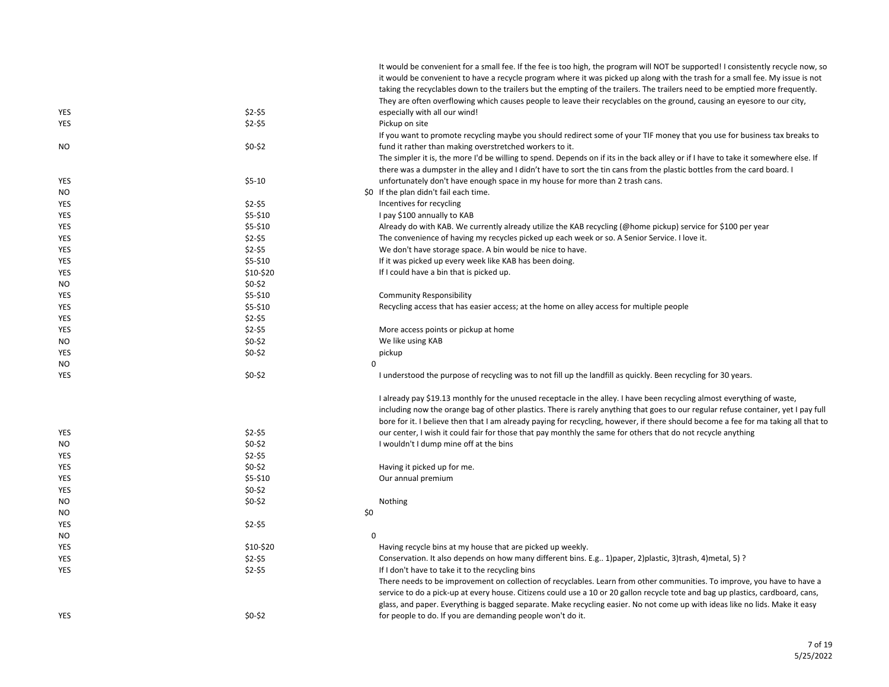| | | |
|---|---|---|
| YES | $2-$5 | It would be convenient for a small fee. If the fee is too high, the program will NOT be supported! I consistently recycle now, so it would be convenient to have a recycle program where it was picked up along with the trash for a small fee. My issue is not taking the recyclables down to the trailers but the emptying of the trailers. The trailers need to be emptied more frequently. They are often overflowing which causes people to leave their recyclables on the ground, causing an eyesore to our city, especially with all our wind! |
| YES | $2-$5 | Pickup on site |
| NO | $0-$2 | If you want to promote recycling maybe you should redirect some of your TIF money that you use for business tax breaks to fund it rather than making overstretched workers to it. |
| YES | $5-10 | The simpler it is, the more I'd be willing to spend. Depends on if its in the back alley or if I have to take it somewhere else. If there was a dumpster in the alley and I didn't have to sort the tin cans from the plastic bottles from the card board. I unfortunately don't have enough space in my house for more than 2 trash cans. |
| NO | | $0 If the plan didn't fail each time. |
| YES | $2-$5 | Incentives for recycling |
| YES | $5-$10 | I pay $100 annually to KAB |
| YES | $5-$10 | Already do with KAB. We currently already utilize the KAB recycling (@home pickup) service for $100 per year |
| YES | $2-$5 | The convenience of having my recycles picked up each week or so. A Senior Service. I love it. |
| YES | $2-$5 | We don't have storage space. A bin would be nice to have. |
| YES | $5-$10 | If it was picked up every week like KAB has been doing. |
| YES | $10-$20 | If I could have a bin that is picked up. |
| NO | $0-$2 | |
| YES | $5-$10 | Community Responsibility |
| YES | $5-$10 | Recycling access that has easier access; at the home on alley access for multiple people |
| YES | $2-$5 | |
| YES | $2-$5 | More access points or pickup at home |
| NO | $0-$2 | We like using KAB |
| YES | $0-$2 | pickup |
| NO | | 0 |
| YES | $0-$2 | I understood the purpose of recycling was to not fill up the landfill as quickly. Been recycling for 30 years. |
| YES | $2-$5 | I already pay $19.13 monthly for the unused receptacle in the alley. I have been recycling almost everything of waste, including now the orange bag of other plastics. There is rarely anything that goes to our regular refuse container, yet I pay full bore for it. I believe then that I am already paying for recycling, however, if there should become a fee for ma taking all that to our center, I wish it could fair for those that pay monthly the same for others that do not recycle anything |
| NO | $0-$2 | I wouldn't I dump mine off at the bins |
| YES | $2-$5 | |
| YES | $0-$2 | Having it picked up for me. |
| YES | $5-$10 | Our annual premium |
| YES | $0-$2 | |
| NO | $0-$2 | Nothing |
| NO | | $0 |
| YES | $2-$5 | |
| NO | | 0 |
| YES | $10-$20 | Having recycle bins at my house that are picked up weekly. |
| YES | $2-$5 | Conservation. It also depends on how many different bins. E.g.. 1)paper, 2)plastic, 3)trash, 4)metal, 5) ? |
| YES | $2-$5 | If I don't have to take it to the recycling bins |
| YES | $0-$2 | There needs to be improvement on collection of recyclables. Learn from other communities. To improve, you have to have a service to do a pick-up at every house. Citizens could use a 10 or 20 gallon recycle tote and bag up plastics, cardboard, cans, glass, and paper. Everything is bagged separate. Make recycling easier. No not come up with ideas like no lids. Make it easy for people to do. If you are demanding people won't do it. |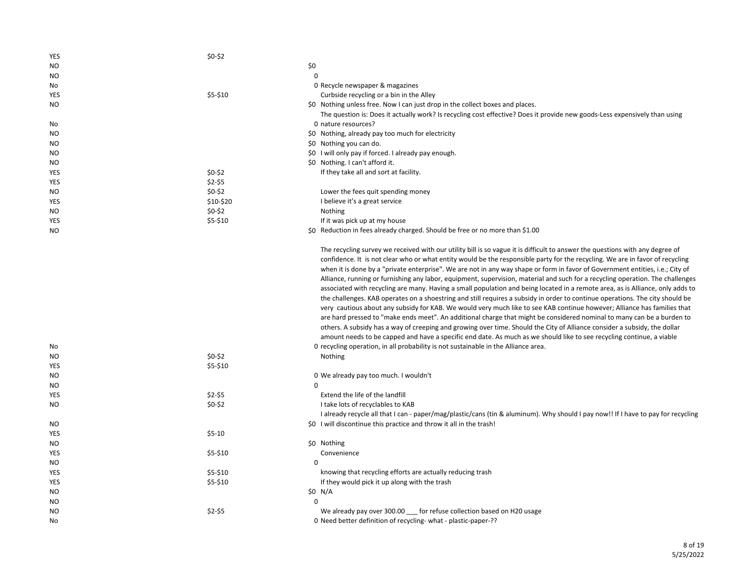| | | | |
|---|---|---|---|
| YES | $0-$2 | | |
| NO | | $0 | |
| NO | | 0 | |
| No | | 0 | Recycle newspaper & magazines |
| YES | $5-$10 | | Curbside recycling or a bin in the Alley |
| NO | | $0 | Nothing unless free. Now I can just drop in the collect boxes and places. |
| No | | 0 | The question is: Does it actually work? Is recycling cost effective? Does it provide new goods-Less expensively than using nature resources? |
| NO | | $0 | Nothing, already pay too much for electricity |
| NO | | $0 | Nothing you can do. |
| NO | | $0 | I will only pay if forced. I already pay enough. |
| NO | | $0 | Nothing. I can't afford it. |
| YES | $0-$2 | | If they take all and sort at facility. |
| YES | $2-$5 | | |
| NO | $0-$2 | | Lower the fees quit spending money |
| YES | $10-$20 | | I believe it's a great service |
| NO | $0-$2 | | Nothing |
| YES | $5-$10 | | If it was pick up at my house |
| NO | | $0 | Reduction in fees already charged. Should be free or no more than $1.00 |
| No | | 0 | The recycling survey we received with our utility bill is so vague it is difficult to answer the questions with any degree of confidence. It is not clear who or what entity would be the responsible party for the recycling. We are in favor of recycling when it is done by a "private enterprise". We are not in any way shape or form in favor of Government entities, i.e.; City of Alliance, running or furnishing any labor, equipment, supervision, material and such for a recycling operation. The challenges associated with recycling are many. Having a small population and being located in a remote area, as is Alliance, only adds to the challenges. KAB operates on a shoestring and still requires a subsidy in order to continue operations. The city should be very cautious about any subsidy for KAB. We would very much like to see KAB continue however; Alliance has families that are hard pressed to "make ends meet". An additional charge that might be considered nominal to many can be a burden to others. A subsidy has a way of creeping and growing over time. Should the City of Alliance consider a subsidy, the dollar amount needs to be capped and have a specific end date. As much as we should like to see recycling continue, a viable recycling operation, in all probability is not sustainable in the Alliance area. |
| NO | $0-$2 | | Nothing |
| YES | $5-$10 | | |
| NO | | 0 | We already pay too much. I wouldn't |
| NO | | 0 | |
| YES | $2-$5 | | Extend the life of the landfill |
| NO | $0-$2 | | I take lots of recyclables to KAB |
| NO | | $0 | I already recycle all that I can - paper/mag/plastic/cans (tin & aluminum). Why should I pay now!! If I have to pay for recycling I will discontinue this practice and throw it all in the trash! |
| YES | $5-10 | | |
| NO | | $0 | Nothing |
| YES | $5-$10 | | Convenience |
| NO | | 0 | |
| YES | $5-$10 | | knowing that recycling efforts are actually reducing trash |
| YES | $5-$10 | | If they would pick it up along with the trash |
| NO | | $0 | N/A |
| NO | | 0 | |
| NO | $2-$5 | | We already pay over 300.00 ___ for refuse collection based on H20 usage |
| No | | 0 | Need better definition of recycling- what - plastic-paper-?? |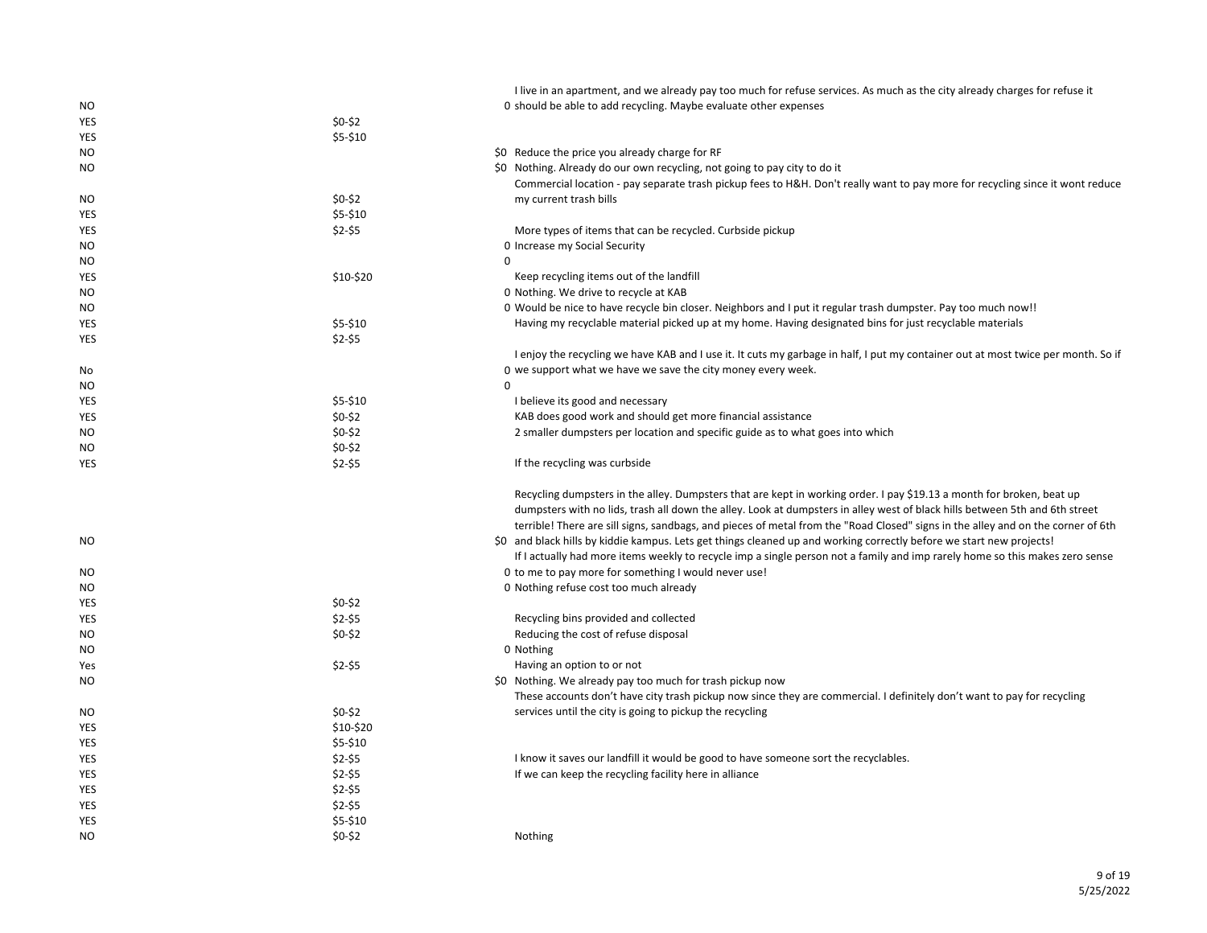| | | | |
|---|---|---|---|
| NO | | 0 | I live in an apartment, and we already pay too much for refuse services. As much as the city already charges for refuse it should be able to add recycling. Maybe evaluate other expenses |
| YES | $0-$2 | | |
| YES | $5-$10 | | |
| NO | | $0 | Reduce the price you already charge for RF |
| NO | | $0 | Nothing. Already do our own recycling, not going to pay city to do it |
| NO | $0-$2 | | Commercial location - pay separate trash pickup fees to H&H. Don't really want to pay more for recycling since it wont reduce my current trash bills |
| YES | $5-$10 | | |
| YES | $2-$5 | | More types of items that can be recycled. Curbside pickup |
| NO | | 0 | Increase my Social Security |
| NO | | 0 | |
| YES | $10-$20 | | Keep recycling items out of the landfill |
| NO | | 0 | Nothing. We drive to recycle at KAB |
| NO | | 0 | Would be nice to have recycle bin closer. Neighbors and I put it regular trash dumpster. Pay too much now!! |
| YES | $5-$10 | | Having my recyclable material picked up at my home. Having designated bins for just recyclable materials |
| YES | $2-$5 | | |
| No | | 0 | I enjoy the recycling we have KAB and I use it. It cuts my garbage in half, I put my container out at most twice per month. So if we support what we have we save the city money every week. |
| NO | | 0 | |
| YES | $5-$10 | | I believe its good and necessary |
| YES | $0-$2 | | KAB does good work and should get more financial assistance |
| NO | $0-$2 | | 2 smaller dumpsters per location and specific guide as to what goes into which |
| NO | $0-$2 | | |
| YES | $2-$5 | | If the recycling was curbside |
| NO | | $0 | Recycling dumpsters in the alley. Dumpsters that are kept in working order. I pay $19.13 a month for broken, beat up dumpsters with no lids, trash all down the alley. Look at dumpsters in alley west of black hills between 5th and 6th street terrible! There are sill signs, sandbags, and pieces of metal from the "Road Closed" signs in the alley and on the corner of 6th and black hills by kiddie kampus. Lets get things cleaned up and working correctly before we start new projects! |
| NO | | 0 | If I actually had more items weekly to recycle imp a single person not a family and imp rarely home so this makes zero sense to me to pay more for something I would never use! |
| NO | | 0 | Nothing refuse cost too much already |
| YES | $0-$2 | | |
| YES | $2-$5 | | Recycling bins provided and collected |
| NO | $0-$2 | | Reducing the cost of refuse disposal |
| NO | | 0 | Nothing |
| Yes | $2-$5 | | Having an option to or not |
| NO | | $0 | Nothing. We already pay too much for trash pickup now |
| NO | $0-$2 | | These accounts don't have city trash pickup now since they are commercial. I definitely don't want to pay for recycling services until the city is going to pickup the recycling |
| YES | $10-$20 | | |
| YES | $5-$10 | | |
| YES | $2-$5 | | I know it saves our landfill it would be good to have someone sort the recyclables. |
| YES | $2-$5 | | If we can keep the recycling facility here in alliance |
| YES | $2-$5 | | |
| YES | $2-$5 | | |
| YES | $5-$10 | | |
| NO | $0-$2 | | Nothing |

5/25/2022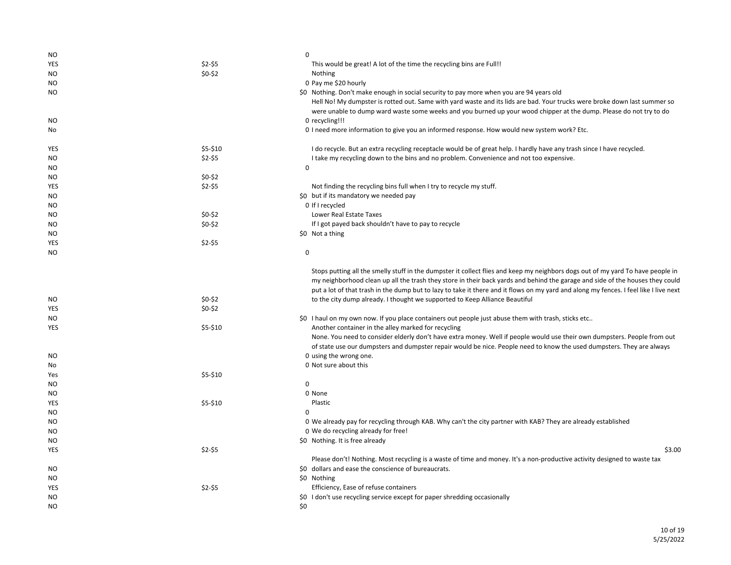| | | | | |
|---|---|---|---|---|
| NO | | 0 | | |
| YES | \$2-\$5 | | This would be great! A lot of the time the recycling bins are Full!! | |
| NO | \$0-\$2 | | Nothing | |
| NO | | 0 | Pay me \$20 hourly | |
| NO | | \$0 | Nothing. Don't make enough in social security to pay more when you are 94 years old | |
| NO | | 0 | Hell No! My dumpster is rotted out. Same with yard waste and its lids are bad. Your trucks were broke down last summer so were unable to dump ward waste some weeks and you burned up your wood chipper at the dump. Please do not try to do recycling!!! | |
| No | | 0 | I need more information to give you an informed response. How would new system work? Etc. | |
| YES | \$5-\$10 | | I do recycle. But an extra recycling receptacle would be of great help. I hardly have any trash since I have recycled. | |
| NO | \$2-\$5 | | I take my recycling down to the bins and no problem. Convenience and not too expensive. | |
| NO | | 0 | | |
| NO | \$0-\$2 | | | |
| YES | \$2-\$5 | | Not finding the recycling bins full when I try to recycle my stuff. | |
| NO | | \$0 | but if its mandatory we needed pay | |
| NO | | 0 | If I recycled | |
| NO | \$0-\$2 | | Lower Real Estate Taxes | |
| NO | \$0-\$2 | | If I got payed back shouldn't have to pay to recycle | |
| NO | | \$0 | Not a thing | |
| YES | \$2-\$5 | | | |
| NO | | 0 | | |
| NO | \$0-\$2 | | Stops putting all the smelly stuff in the dumpster it collect flies and keep my neighbors dogs out of my yard To have people in my neighborhood clean up all the trash they store in their back yards and behind the garage and side of the houses they could put a lot of that trash in the dump but to lazy to take it there and it flows on my yard and along my fences. I feel like I live next to the city dump already. I thought we supported to Keep Alliance Beautiful | |
| YES | \$0-\$2 | | | |
| NO | | \$0 | I haul on my own now. If you place containers out people just abuse them with trash, sticks etc.. | |
| YES | \$5-\$10 | | Another container in the alley marked for recycling | |
| NO | | 0 | None. You need to consider elderly don't have extra money. Well if people would use their own dumpsters. People from out of state use our dumpsters and dumpster repair would be nice. People need to know the used dumpsters. They are always using the wrong one. | |
| No | | 0 | Not sure about this | |
| Yes | \$5-\$10 | | | |
| NO | | 0 | | |
| NO | | 0 | None | |
| YES | \$5-\$10 | | Plastic | |
| NO | | 0 | | |
| NO | | 0 | We already pay for recycling through KAB. Why can't the city partner with KAB? They are already established | |
| NO | | 0 | We do recycling already for free! | |
| NO | | \$0 | Nothing. It is free already | |
| YES | \$2-\$5 | | | \$3.00 |
| NO | | \$0 | Please don't! Nothing. Most recycling is a waste of time and money. It's a non-productive activity designed to waste tax dollars and ease the conscience of bureaucrats. | |
| NO | | \$0 | Nothing | |
| YES | \$2-\$5 | | Efficiency, Ease of refuse containers | |
| NO | | \$0 | I don't use recycling service except for paper shredding occasionally | |
| NO | | \$0 | | |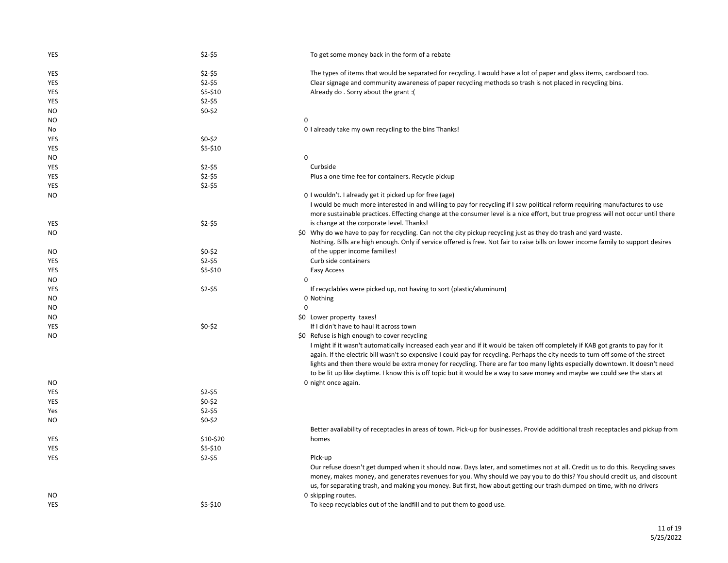| | | |
|---|---|---|
| YES | $2-$5 | To get some money back in the form of a rebate |
| YES | $2-$5 | The types of items that would be separated for recycling. I would have a lot of paper and glass items, cardboard too. |
| YES | $2-$5 | Clear signage and community awareness of paper recycling methods so trash is not placed in recycling bins. |
| YES | $5-$10 | Already do . Sorry about the grant :( |
| YES | $2-$5 | |
| NO | $0-$2 | |
| NO | | 0 |
| No | | 0 I already take my own recycling to the bins Thanks! |
| YES | $0-$2 | |
| YES | $5-$10 | |
| NO | | 0 |
| YES | $2-$5 | Curbside |
| YES | $2-$5 | Plus a one time fee for containers. Recycle pickup |
| YES | $2-$5 | |
| NO | | 0 I wouldn't. I already get it picked up for free (age) |
| YES | $2-$5 | I would be much more interested in and willing to pay for recycling if I saw political reform requiring manufactures to use more sustainable practices. Effecting change at the consumer level is a nice effort, but true progress will not occur until there is change at the corporate level. Thanks! |
| NO | | $0 Why do we have to pay for recycling. Can not the city pickup recycling just as they do trash and yard waste. |
| NO | $0-$2 | Nothing. Bills are high enough. Only if service offered is free. Not fair to raise bills on lower income family to support desires of the upper income families! |
| YES | $2-$5 | Curb side containers |
| YES | $5-$10 | Easy Access |
| NO | | 0 |
| YES | $2-$5 | If recyclables were picked up, not having to sort (plastic/aluminum) |
| NO | | 0 Nothing |
| NO | | 0 |
| NO | | $0 Lower property taxes! |
| YES | $0-$2 | If I didn't have to haul it across town |
| NO | | $0 Refuse is high enough to cover recycling |
| NO | | I might if it wasn't automatically increased each year and if it would be taken off completely if KAB got grants to pay for it again. If the electric bill wasn't so expensive I could pay for recycling. Perhaps the city needs to turn off some of the street lights and then there would be extra money for recycling. There are far too many lights especially downtown. It doesn't need to be lit up like daytime. I know this is off topic but it would be a way to save money and maybe we could see the stars at 0 night once again. |
| YES | $2-$5 | |
| YES | $0-$2 | |
| Yes | $2-$5 | |
| NO | $0-$2 | |
| YES | $10-$20 | Better availability of receptacles in areas of town. Pick-up for businesses. Provide additional trash receptacles and pickup from homes |
| YES | $5-$10 | |
| YES | $2-$5 | Pick-up |
| NO | | Our refuse doesn't get dumped when it should now. Days later, and sometimes not at all. Credit us to do this. Recycling saves money, makes money, and generates revenues for you. Why should we pay you to do this? You should credit us, and discount us, for separating trash, and making you money. But first, how about getting our trash dumped on time, with no drivers 0 skipping routes. |
| YES | $5-$10 | To keep recyclables out of the landfill and to put them to good use. |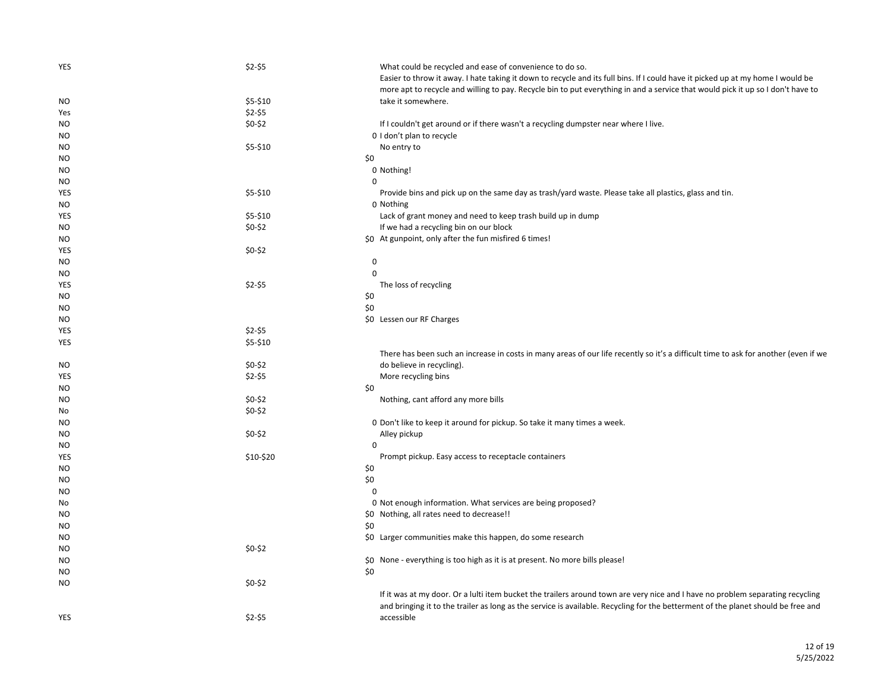| | | | |
|---|---|---|---|
| YES | $2-$5 | | What could be recycled and ease of convenience to do so. |
| NO | $5-$10 | | Easier to throw it away. I hate taking it down to recycle and its full bins. If I could have it picked up at my home I would be more apt to recycle and willing to pay. Recycle bin to put everything in and a service that would pick it up so I don't have to take it somewhere. |
| Yes | $2-$5 | | |
| NO | $0-$2 | | If I couldn't get around or if there wasn't a recycling dumpster near where I live. |
| NO | | 0 | I don't plan to recycle |
| NO | $5-$10 | | No entry to |
| NO | | $0 | |
| NO | | 0 | Nothing! |
| NO | | 0 | |
| YES | $5-$10 | | Provide bins and pick up on the same day as trash/yard waste. Please take all plastics, glass and tin. |
| NO | | 0 | Nothing |
| YES | $5-$10 | | Lack of grant money and need to keep trash build up in dump |
| NO | $0-$2 | | If we had a recycling bin on our block |
| NO | | $0 | At gunpoint, only after the fun misfired 6 times! |
| YES | $0-$2 | | |
| NO | | 0 | |
| NO | | 0 | |
| YES | $2-$5 | | The loss of recycling |
| NO | | $0 | |
| NO | | $0 | |
| NO | | $0 | Lessen our RF Charges |
| YES | $2-$5 | | |
| YES | $5-$10 | | |
| NO | $0-$2 | | There has been such an increase in costs in many areas of our life recently so it's a difficult time to ask for another (even if we do believe in recycling). |
| YES | $2-$5 | | More recycling bins |
| NO | | $0 | |
| NO | $0-$2 | | Nothing, cant afford any more bills |
| No | $0-$2 | | |
| NO | | 0 | Don't like to keep it around for pickup. So take it many times a week. |
| NO | $0-$2 | | Alley pickup |
| NO | | 0 | |
| YES | $10-$20 | | Prompt pickup. Easy access to receptacle containers |
| NO | | $0 | |
| NO | | $0 | |
| NO | | 0 | |
| No | | 0 | Not enough information. What services are being proposed? |
| NO | | $0 | Nothing, all rates need to decrease!! |
| NO | | $0 | |
| NO | | $0 | Larger communities make this happen, do some research |
| NO | $0-$2 | | |
| NO | | $0 | None - everything is too high as it is at present. No more bills please! |
| NO | | $0 | |
| NO | $0-$2 | | |
| YES | $2-$5 | | If it was at my door. Or a lulti item bucket the trailers around town are very nice and I have no problem separating recycling and bringing it to the trailer as long as the service is available. Recycling for the betterment of the planet should be free and accessible |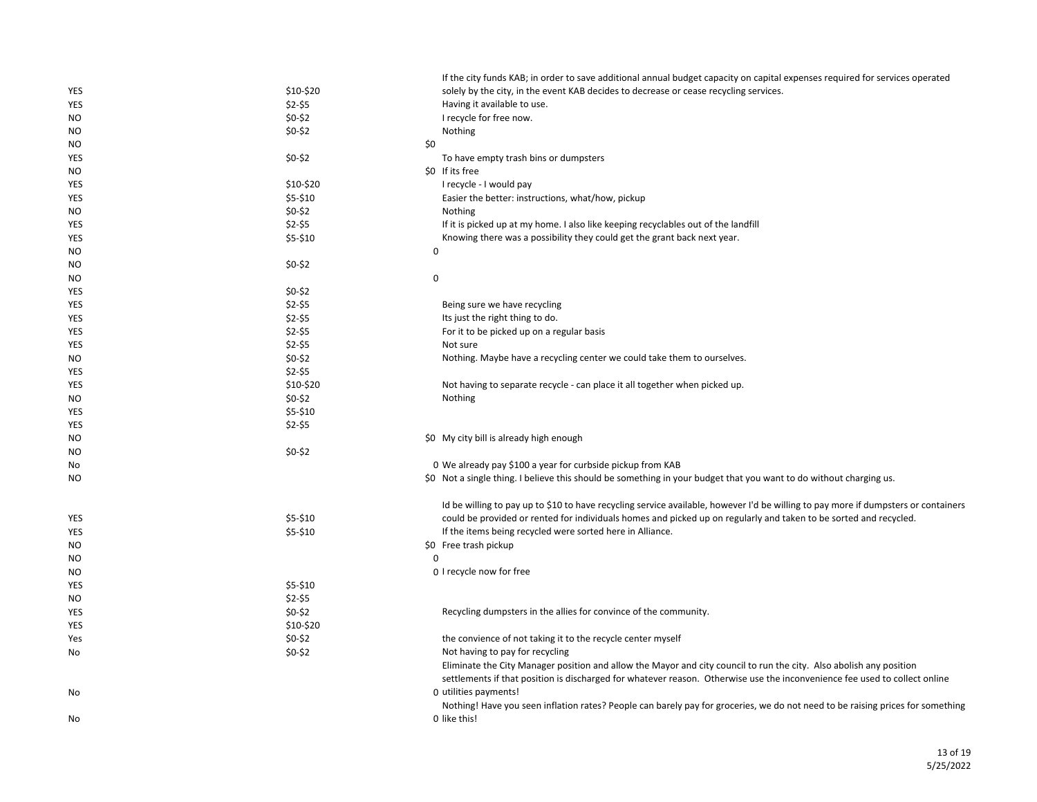| | | |
|---|---|---|
| YES | $10-$20 | If the city funds KAB; in order to save additional annual budget capacity on capital expenses required for services operated solely by the city, in the event KAB decides to decrease or cease recycling services. |
| YES | $2-$5 | Having it available to use. |
| NO | $0-$2 | I recycle for free now. |
| NO | $0-$2 | Nothing |
| NO | | $0 |
| YES | $0-$2 | To have empty trash bins or dumpsters |
| NO | | $0 If its free |
| YES | $10-$20 | I recycle - I would pay |
| YES | $5-$10 | Easier the better: instructions, what/how, pickup |
| NO | $0-$2 | Nothing |
| YES | $2-$5 | If it is picked up at my home. I also like keeping recyclables out of the landfill |
| YES | $5-$10 | Knowing there was a possibility they could get the grant back next year. |
| NO | | 0 |
| NO | $0-$2 | |
| NO | | 0 |
| YES | $0-$2 | |
| YES | $2-$5 | Being sure we have recycling |
| YES | $2-$5 | Its just the right thing to do. |
| YES | $2-$5 | For it to be picked up on a regular basis |
| YES | $2-$5 | Not sure |
| NO | $0-$2 | Nothing. Maybe have a recycling center we could take them to ourselves. |
| YES | $2-$5 | |
| YES | $10-$20 | Not having to separate recycle - can place it all together when picked up. |
| NO | $0-$2 | Nothing |
| YES | $5-$10 | |
| YES | $2-$5 | |
| NO | | $0 My city bill is already high enough |
| NO | $0-$2 | |
| No | | 0 We already pay $100 a year for curbside pickup from KAB |
| NO | | $0 Not a single thing. I believe this should be something in your budget that you want to do without charging us. |
| YES | $5-$10 | Id be willing to pay up to $10 to have recycling service available, however I'd be willing to pay more if dumpsters or containers could be provided or rented for individuals homes and picked up on regularly and taken to be sorted and recycled. |
| YES | $5-$10 | If the items being recycled were sorted here in Alliance. |
| NO | | $0 Free trash pickup |
| NO | | 0 |
| NO | | 0 I recycle now for free |
| YES | $5-$10 | |
| NO | $2-$5 | |
| YES | $0-$2 | Recycling dumpsters in the allies for convince of the community. |
| YES | $10-$20 | |
| Yes | $0-$2 | the convience of not taking it to the recycle center myself |
| No | $0-$2 | Not having to pay for recycling |
| No | | 0 Eliminate the City Manager position and allow the Mayor and city council to run the city. Also abolish any position settlements if that position is discharged for whatever reason. Otherwise use the inconvenience fee used to collect online utilities payments! |
| No | | 0 Nothing! Have you seen inflation rates? People can barely pay for groceries, we do not need to be raising prices for something like this! |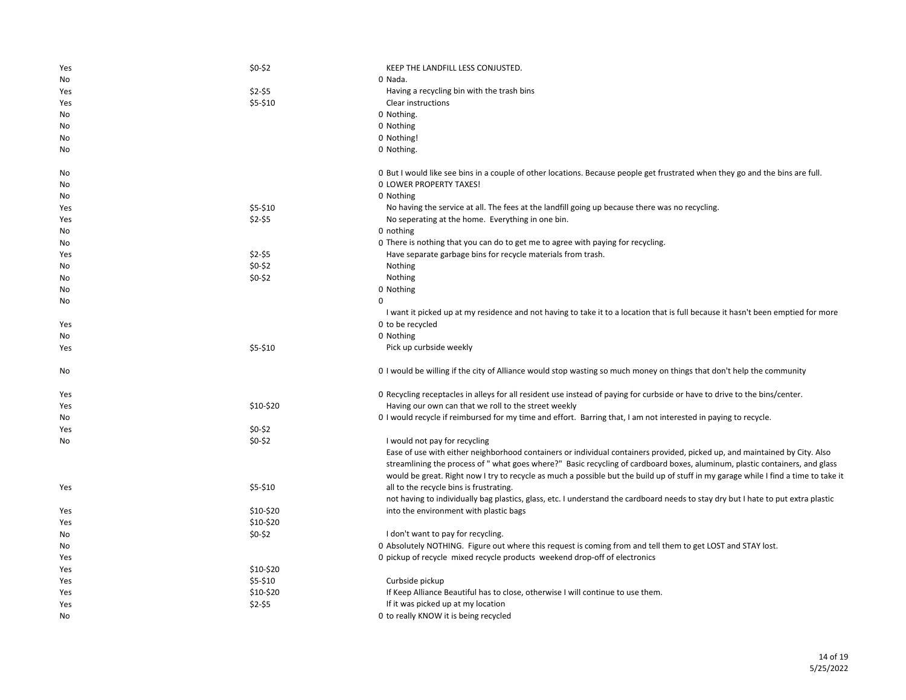| | | |
|---|---|---|
| Yes | \$0-\$2 | KEEP THE LANDFILL LESS CONJUSTED. |
| No | | 0 Nada. |
| Yes | \$2-\$5 | Having a recycling bin with the trash bins |
| Yes | \$5-\$10 | Clear instructions |
| No | | 0 Nothing. |
| No | | 0 Nothing |
| No | | 0 Nothing! |
| No | | 0 Nothing. |
| No | | 0 But I would like see bins in a couple of other locations. Because people get frustrated when they go and the bins are full. |
| No | | 0 LOWER PROPERTY TAXES! |
| No | | 0 Nothing |
| Yes | \$5-\$10 | No having the service at all. The fees at the landfill going up because there was no recycling. |
| Yes | \$2-\$5 | No seperating at the home. Everything in one bin. |
| No | | 0 nothing |
| No | | 0 There is nothing that you can do to get me to agree with paying for recycling. |
| Yes | \$2-\$5 | Have separate garbage bins for recycle materials from trash. |
| No | \$0-\$2 | Nothing |
| No | \$0-\$2 | Nothing |
| No | | 0 Nothing |
| No | | 0 |
| Yes | | 0 I want it picked up at my residence and not having to take it to a location that is full because it hasn't been emptied for more to be recycled |
| No | | 0 Nothing |
| Yes | \$5-\$10 | Pick up curbside weekly |
| No | | 0 I would be willing if the city of Alliance would stop wasting so much money on things that don't help the community |
| Yes | | 0 Recycling receptacles in alleys for all resident use instead of paying for curbside or have to drive to the bins/center. |
| Yes | \$10-\$20 | Having our own can that we roll to the street weekly |
| No | | 0 I would recycle if reimbursed for my time and effort. Barring that, I am not interested in paying to recycle. |
| Yes | \$0-\$2 | |
| No | \$0-\$2 | I would not pay for recycling |
| Yes | \$5-\$10 | Ease of use with either neighborhood containers or individual containers provided, picked up, and maintained by City. Also streamlining the process of " what goes where?" Basic recycling of cardboard boxes, aluminum, plastic containers, and glass would be great. Right now I try to recycle as much a possible but the build up of stuff in my garage while I find a time to take it all to the recycle bins is frustrating. |
| Yes | \$10-\$20 | not having to individually bag plastics, glass, etc. I understand the cardboard needs to stay dry but I hate to put extra plastic into the environment with plastic bags |
| Yes | \$10-\$20 | |
| No | \$0-\$2 | I don't want to pay for recycling. |
| No | | 0 Absolutely NOTHING. Figure out where this request is coming from and tell them to get LOST and STAY lost. |
| Yes | | 0 pickup of recycle mixed recycle products weekend drop-off of electronics |
| Yes | \$10-\$20 | |
| Yes | \$5-\$10 | Curbside pickup |
| Yes | \$10-\$20 | If Keep Alliance Beautiful has to close, otherwise I will continue to use them. |
| Yes | \$2-\$5 | If it was picked up at my location |
| No | | 0 to really KNOW it is being recycled |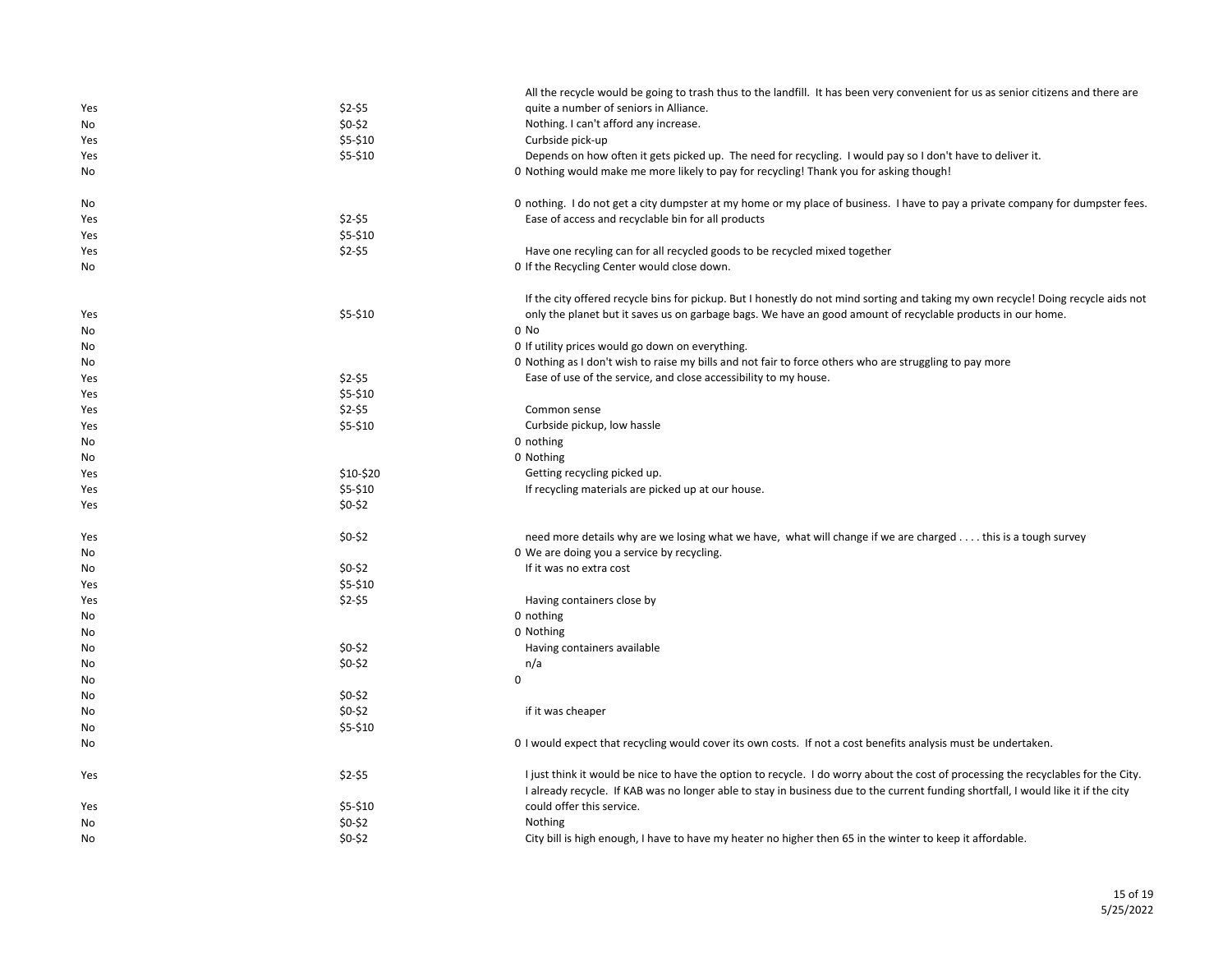| | | |
|---|---|---|
| Yes | \$2-\$5 | All the recycle would be going to trash thus to the landfill. It has been very convenient for us as senior citizens and there are quite a number of seniors in Alliance. |
| No | \$0-\$2 | Nothing. I can't afford any increase. |
| Yes | \$5-\$10 | Curbside pick-up |
| Yes | \$5-\$10 | Depends on how often it gets picked up. The need for recycling. I would pay so I don't have to deliver it. |
| No | 0 | Nothing would make me more likely to pay for recycling! Thank you for asking though! |
| No | 0 | nothing. I do not get a city dumpster at my home or my place of business. I have to pay a private company for dumpster fees. |
| Yes | \$2-\$5 | Ease of access and recyclable bin for all products |
| Yes | \$5-\$10 | |
| Yes | \$2-\$5 | Have one recyling can for all recycled goods to be recycled mixed together |
| No | 0 | If the Recycling Center would close down. |
| Yes | \$5-\$10 | If the city offered recycle bins for pickup. But I honestly do not mind sorting and taking my own recycle! Doing recycle aids not only the planet but it saves us on garbage bags. We have an good amount of recyclable products in our home. |
| No | 0 | No |
| No | 0 | If utility prices would go down on everything. |
| No | 0 | Nothing as I don't wish to raise my bills and not fair to force others who are struggling to pay more |
| Yes | \$2-\$5 | Ease of use of the service, and close accessibility to my house. |
| Yes | \$5-\$10 | |
| Yes | \$2-\$5 | Common sense |
| Yes | \$5-\$10 | Curbside pickup, low hassle |
| No | 0 | nothing |
| No | 0 | Nothing |
| Yes | \$10-\$20 | Getting recycling picked up. |
| Yes | \$5-\$10 | If recycling materials are picked up at our house. |
| Yes | \$0-\$2 | |
| Yes | \$0-\$2 | need more details why are we losing what we have, what will change if we are charged . . . . this is a tough survey |
| No | 0 | We are doing you a service by recycling. |
| No | \$0-\$2 | If it was no extra cost |
| Yes | \$5-\$10 | |
| Yes | \$2-\$5 | Having containers close by |
| No | 0 | nothing |
| No | 0 | Nothing |
| No | \$0-\$2 | Having containers available |
| No | \$0-\$2 | n/a |
| No | 0 | |
| No | \$0-\$2 | |
| No | \$0-\$2 | if it was cheaper |
| No | \$5-\$10 | |
| No | 0 | I would expect that recycling would cover its own costs. If not a cost benefits analysis must be undertaken. |
| Yes | \$2-\$5 | I just think it would be nice to have the option to recycle. I do worry about the cost of processing the recyclables for the City. |
| Yes | \$5-\$10 | I already recycle. If KAB was no longer able to stay in business due to the current funding shortfall, I would like it if the city could offer this service. |
| No | \$0-\$2 | Nothing |
| No | \$0-\$2 | City bill is high enough, I have to have my heater no higher then 65 in the winter to keep it affordable. |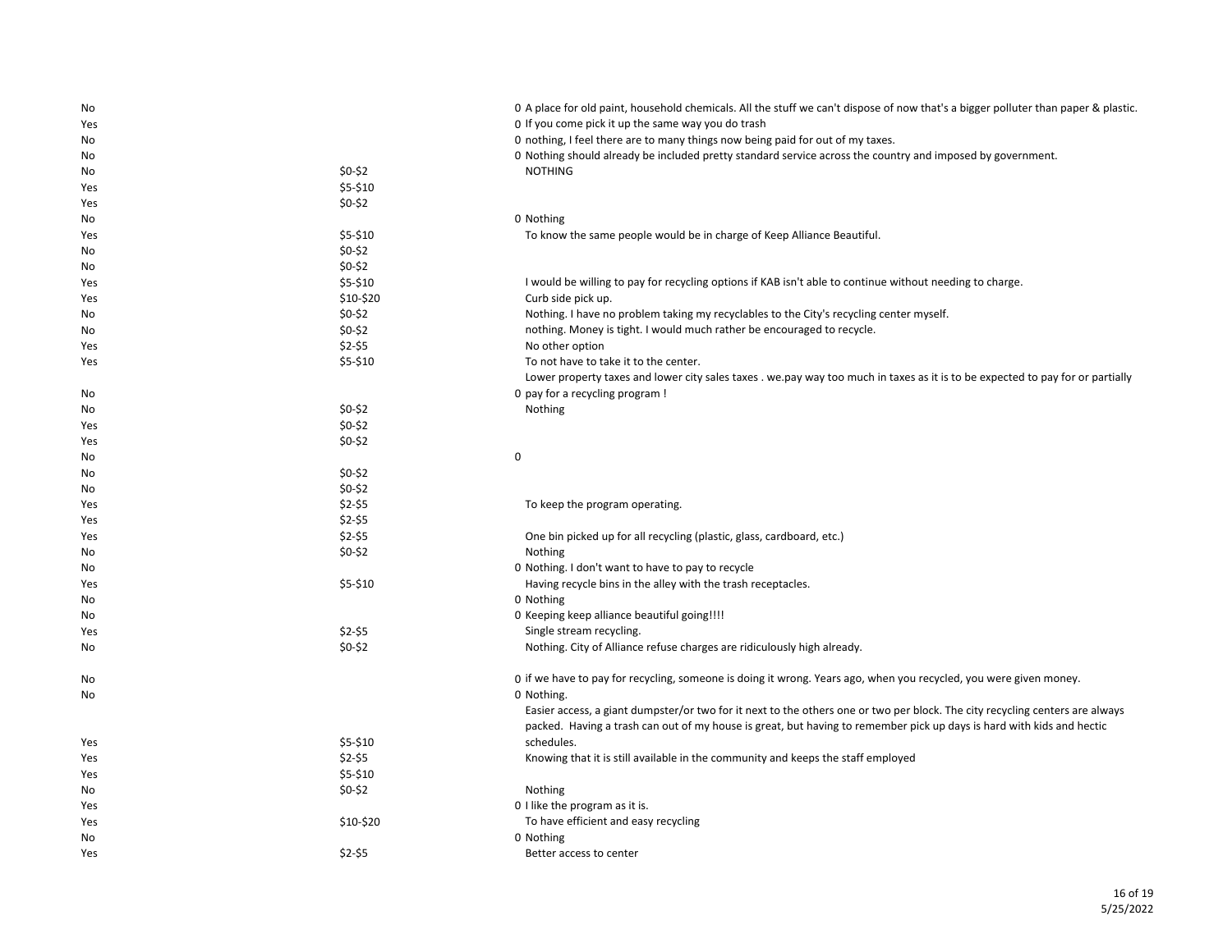| | | |
|---|---|---|
| No | | 0 A place for old paint, household chemicals. All the stuff we can't dispose of now that's a bigger polluter than paper & plastic. |
| Yes | | 0 If you come pick it up the same way you do trash |
| No | | 0 nothing, I feel there are to many things now being paid for out of my taxes. |
| No | | 0 Nothing should already be included pretty standard service across the country and imposed by government. |
| No | $0-$2 | NOTHING |
| Yes | $5-$10 | |
| Yes | $0-$2 | |
| No | | 0 Nothing |
| Yes | $5-$10 | To know the same people would be in charge of Keep Alliance Beautiful. |
| No | $0-$2 | |
| No | $0-$2 | |
| Yes | $5-$10 | I would be willing to pay for recycling options if KAB isn't able to continue without needing to charge. |
| Yes | $10-$20 | Curb side pick up. |
| No | $0-$2 | Nothing. I have no problem taking my recyclables to the City's recycling center myself. |
| No | $0-$2 | nothing. Money is tight. I would much rather be encouraged to recycle. |
| Yes | $2-$5 | No other option |
| Yes | $5-$10 | To not have to take it to the center. |
| No | | 0 Lower property taxes and lower city sales taxes . we.pay way too much in taxes as it is to be expected to pay for or partially pay for a recycling program ! |
| No | $0-$2 | Nothing |
| Yes | $0-$2 | |
| Yes | $0-$2 | |
| No | | 0 |
| No | $0-$2 | |
| No | $0-$2 | |
| Yes | $2-$5 | To keep the program operating. |
| Yes | $2-$5 | |
| Yes | $2-$5 | One bin picked up for all recycling (plastic, glass, cardboard, etc.) |
| No | $0-$2 | Nothing |
| No | | 0 Nothing. I don't want to have to pay to recycle |
| Yes | $5-$10 | Having recycle bins in the alley with the trash receptacles. |
| No | | 0 Nothing |
| No | | 0 Keeping keep alliance beautiful going!!!! |
| Yes | $2-$5 | Single stream recycling. |
| No | $0-$2 | Nothing. City of Alliance refuse charges are ridiculously high already. |
| No | | 0 if we have to pay for recycling, someone is doing it wrong. Years ago, when you recycled, you were given money. |
| No | | 0 Nothing. |
| Yes | $5-$10 | Easier access, a giant dumpster/or two for it next to the others one or two per block. The city recycling centers are always packed. Having a trash can out of my house is great, but having to remember pick up days is hard with kids and hectic schedules. |
| Yes | $2-$5 | Knowing that it is still available in the community and keeps the staff employed |
| Yes | $5-$10 | |
| No | $0-$2 | Nothing |
| Yes | | 0 I like the program as it is. |
| Yes | $10-$20 | To have efficient and easy recycling |
| No | | 0 Nothing |
| Yes | $2-$5 | Better access to center |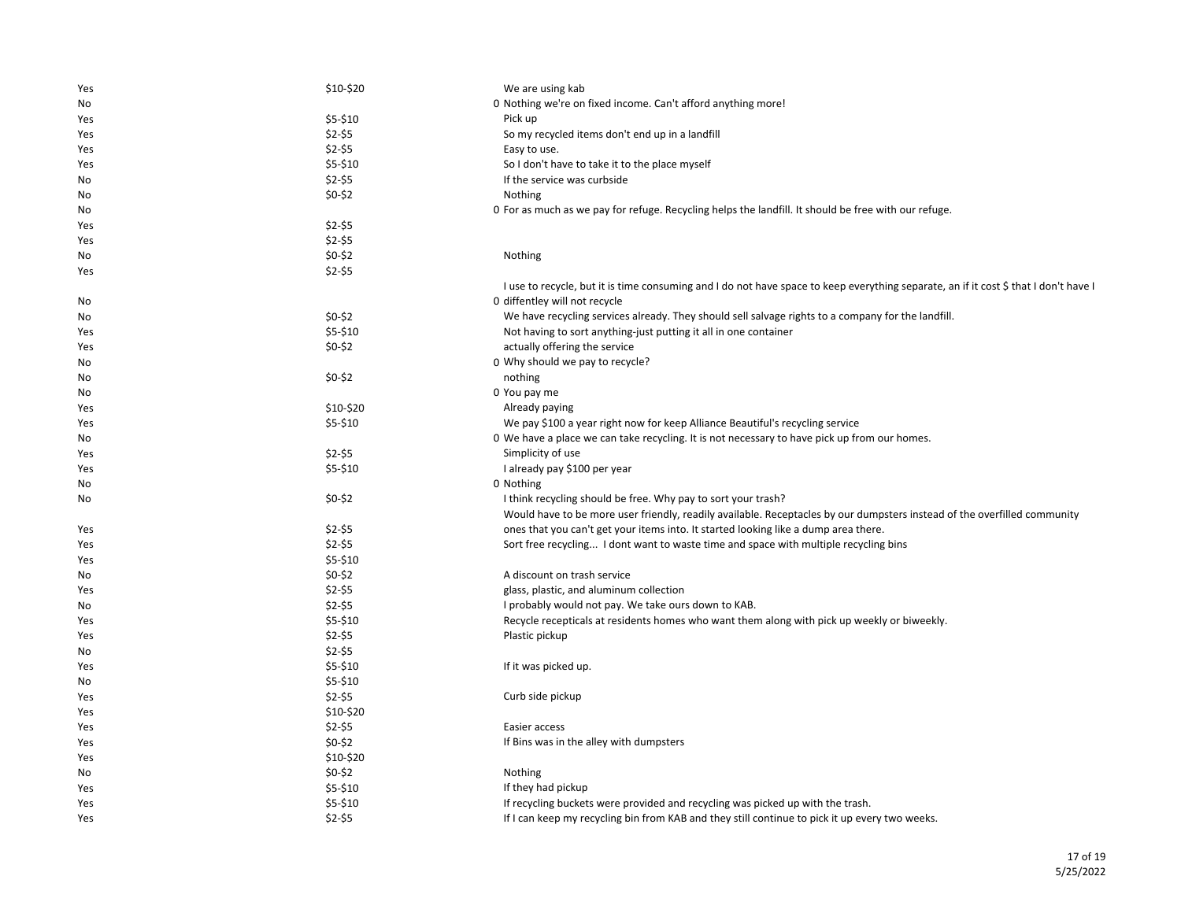| | | |
|---|---|---|
| Yes | $10-$20 | We are using kab |
| No | 0 | Nothing we're on fixed income. Can't afford anything more! |
| Yes | $5-$10 | Pick up |
| Yes | $2-$5 | So my recycled items don't end up in a landfill |
| Yes | $2-$5 | Easy to use. |
| Yes | $5-$10 | So I don't have to take it to the place myself |
| No | $2-$5 | If the service was curbside |
| No | $0-$2 | Nothing |
| No | 0 | For as much as we pay for refuge. Recycling helps the landfill. It should be free with our refuge. |
| Yes | $2-$5 | |
| Yes | $2-$5 | |
| No | $0-$2 | Nothing |
| Yes | $2-$5 | |
| No | 0 | I use to recycle, but it is time consuming and I do not have space to keep everything separate, an if it cost $ that I don't have I diffentley will not recycle |
| No | $0-$2 | We have recycling services already. They should sell salvage rights to a company for the landfill. |
| Yes | $5-$10 | Not having to sort anything-just putting it all in one container |
| Yes | $0-$2 | actually offering the service |
| No | 0 | Why should we pay to recycle? |
| No | $0-$2 | nothing |
| No | 0 | You pay me |
| Yes | $10-$20 | Already paying |
| Yes | $5-$10 | We pay $100 a year right now for keep Alliance Beautiful's recycling service |
| No | 0 | We have a place we can take recycling. It is not necessary to have pick up from our homes. |
| Yes | $2-$5 | Simplicity of use |
| Yes | $5-$10 | I already pay $100 per year |
| No | 0 | Nothing |
| No | $0-$2 | I think recycling should be free. Why pay to sort your trash? |
| Yes | $2-$5 | Would have to be more user friendly, readily available. Receptacles by our dumpsters instead of the overfilled community ones that you can't get your items into. It started looking like a dump area there. |
| Yes | $2-$5 | Sort free recycling... I dont want to waste time and space with multiple recycling bins |
| Yes | $5-$10 | |
| No | $0-$2 | A discount on trash service |
| Yes | $2-$5 | glass, plastic, and aluminum collection |
| No | $2-$5 | I probably would not pay. We take ours down to KAB. |
| Yes | $5-$10 | Recycle recepticals at residents homes who want them along with pick up weekly or biweekly. |
| Yes | $2-$5 | Plastic pickup |
| No | $2-$5 | |
| Yes | $5-$10 | If it was picked up. |
| No | $5-$10 | |
| Yes | $2-$5 | Curb side pickup |
| Yes | $10-$20 | |
| Yes | $2-$5 | Easier access |
| Yes | $0-$2 | If Bins was in the alley with dumpsters |
| Yes | $10-$20 | |
| No | $0-$2 | Nothing |
| Yes | $5-$10 | If they had pickup |
| Yes | $5-$10 | If recycling buckets were provided and recycling was picked up with the trash. |
| Yes | $2-$5 | If I can keep my recycling bin from KAB and they still continue to pick it up every two weeks. |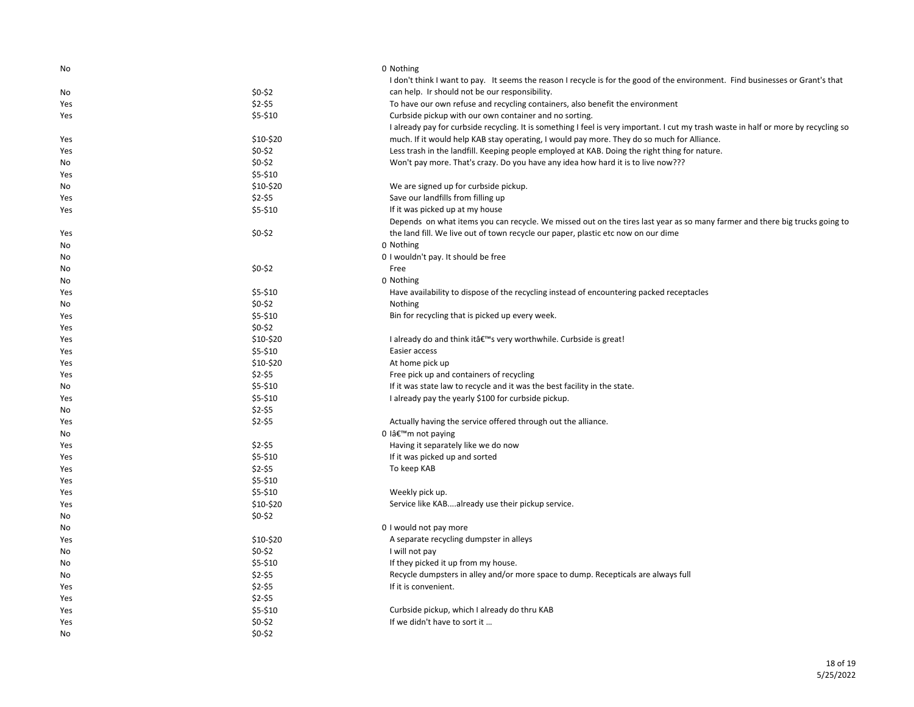| | | |
|---|---|---|
| No | 0 | Nothing |
| No | $0-$2 | I don't think I want to pay. It seems the reason I recycle is for the good of the environment. Find businesses or Grant's that can help. Ir should not be our responsibility. |
| Yes | $2-$5 | To have our own refuse and recycling containers, also benefit the environment |
| Yes | $5-$10 | Curbside pickup with our own container and no sorting. |
| Yes | $10-$20 | I already pay for curbside recycling. It is something I feel is very important. I cut my trash waste in half or more by recycling so much. If it would help KAB stay operating, I would pay more. They do so much for Alliance. |
| Yes | $0-$2 | Less trash in the landfill. Keeping people employed at KAB. Doing the right thing for nature. |
| No | $0-$2 | Won't pay more. That's crazy. Do you have any idea how hard it is to live now??? |
| Yes | $5-$10 | |
| No | $10-$20 | We are signed up for curbside pickup. |
| Yes | $2-$5 | Save our landfills from filling up |
| Yes | $5-$10 | If it was picked up at my house |
| Yes | $0-$2 | Depends on what items you can recycle. We missed out on the tires last year as so many farmer and there big trucks going to the land fill. We live out of town recycle our paper, plastic etc now on our dime |
| No | 0 | Nothing |
| No | 0 | I wouldn't pay. It should be free |
| No | $0-$2 | Free |
| No | 0 | Nothing |
| Yes | $5-$10 | Have availability to dispose of the recycling instead of encountering packed receptacles |
| No | $0-$2 | Nothing |
| Yes | $5-$10 | Bin for recycling that is picked up every week. |
| Yes | $0-$2 | |
| Yes | $10-$20 | I already do and think itâ€™s very worthwhile. Curbside is great! |
| Yes | $5-$10 | Easier access |
| Yes | $10-$20 | At home pick up |
| Yes | $2-$5 | Free pick up and containers of recycling |
| No | $5-$10 | If it was state law to recycle and it was the best facility in the state. |
| Yes | $5-$10 | I already pay the yearly $100 for curbside pickup. |
| No | $2-$5 | |
| Yes | $2-$5 | Actually having the service offered through out the alliance. |
| No | 0 | Iâ€™m not paying |
| Yes | $2-$5 | Having it separately like we do now |
| Yes | $5-$10 | If it was picked up and sorted |
| Yes | $2-$5 | To keep KAB |
| Yes | $5-$10 | |
| Yes | $5-$10 | Weekly pick up. |
| Yes | $10-$20 | Service like KAB....already use their pickup service. |
| No | $0-$2 | |
| No | 0 | I would not pay more |
| Yes | $10-$20 | A separate recycling dumpster in alleys |
| No | $0-$2 | I will not pay |
| No | $5-$10 | If they picked it up from my house. |
| No | $2-$5 | Recycle dumpsters in alley and/or more space to dump. Recepticals are always full |
| Yes | $2-$5 | If it is convenient. |
| Yes | $2-$5 | |
| Yes | $5-$10 | Curbside pickup, which I already do thru KAB |
| Yes | $0-$2 | If we didn't have to sort it … |
| No | $0-$2 | |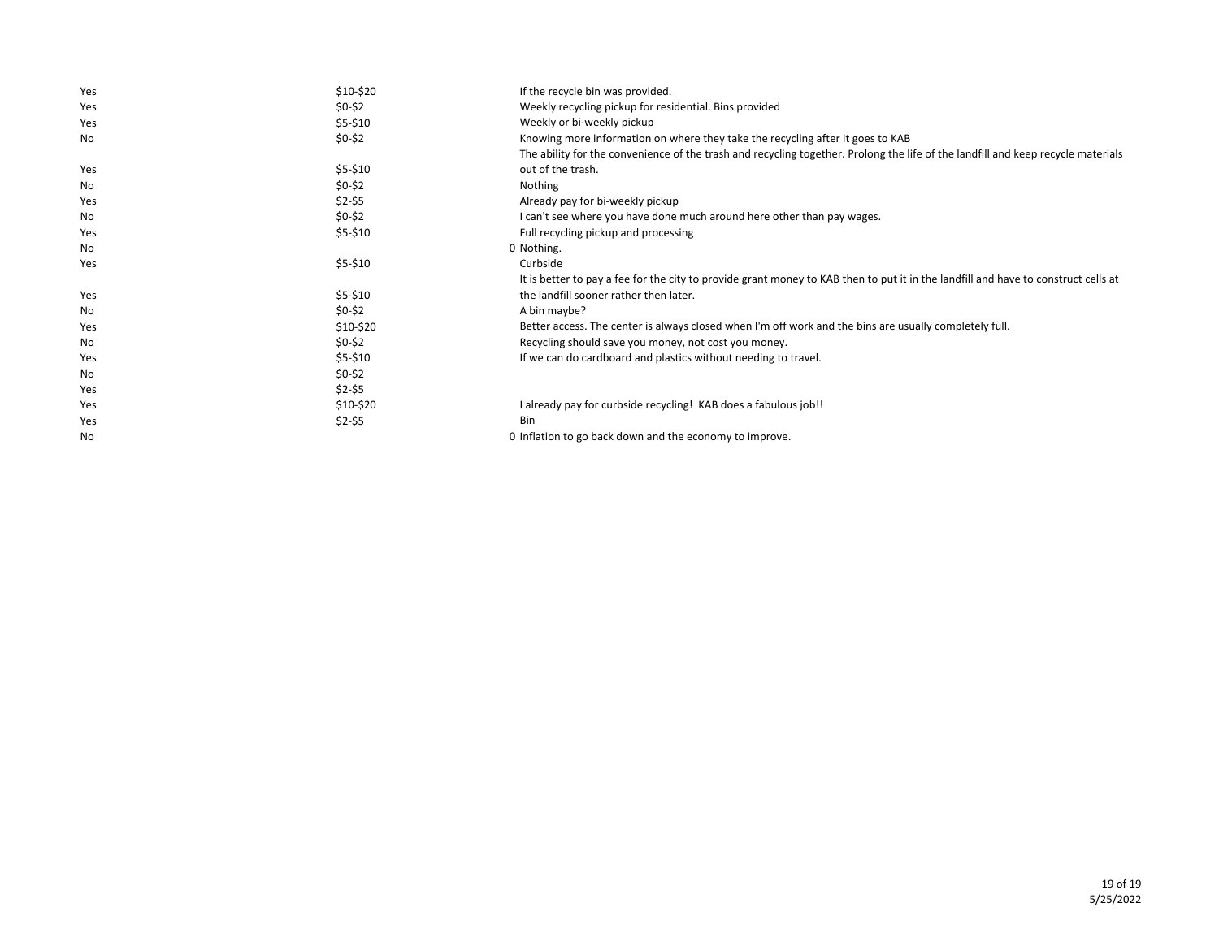| | | |
|---|---|---|
| Yes | $10-$20 | If the recycle bin was provided. |
| Yes | $0-$2 | Weekly recycling pickup for residential. Bins provided |
| Yes | $5-$10 | Weekly or bi-weekly pickup |
| No | $0-$2 | Knowing more information on where they take the recycling after it goes to KAB |
| Yes | $5-$10 | The ability for the convenience of the trash and recycling together. Prolong the life of the landfill and keep recycle materials out of the trash. |
| No | $0-$2 | Nothing |
| Yes | $2-$5 | Already pay for bi-weekly pickup |
| No | $0-$2 | I can't see where you have done much around here other than pay wages. |
| Yes | $5-$10 | Full recycling pickup and processing |
| No | 0 | Nothing. |
| Yes | $5-$10 | Curbside |
| Yes | $5-$10 | It is better to pay a fee for the city to provide grant money to KAB then to put it in the landfill and have to construct cells at the landfill sooner rather then later. |
| No | $0-$2 | A bin maybe? |
| Yes | $10-$20 | Better access. The center is always closed when I'm off work and the bins are usually completely full. |
| No | $0-$2 | Recycling should save you money, not cost you money. |
| Yes | $5-$10 | If we can do cardboard and plastics without needing to travel. |
| No | $0-$2 | |
| Yes | $2-$5 | |
| Yes | $10-$20 | I already pay for curbside recycling! KAB does a fabulous job!! |
| Yes | $2-$5 | Bin |
| No | 0 | Inflation to go back down and the economy to improve. |